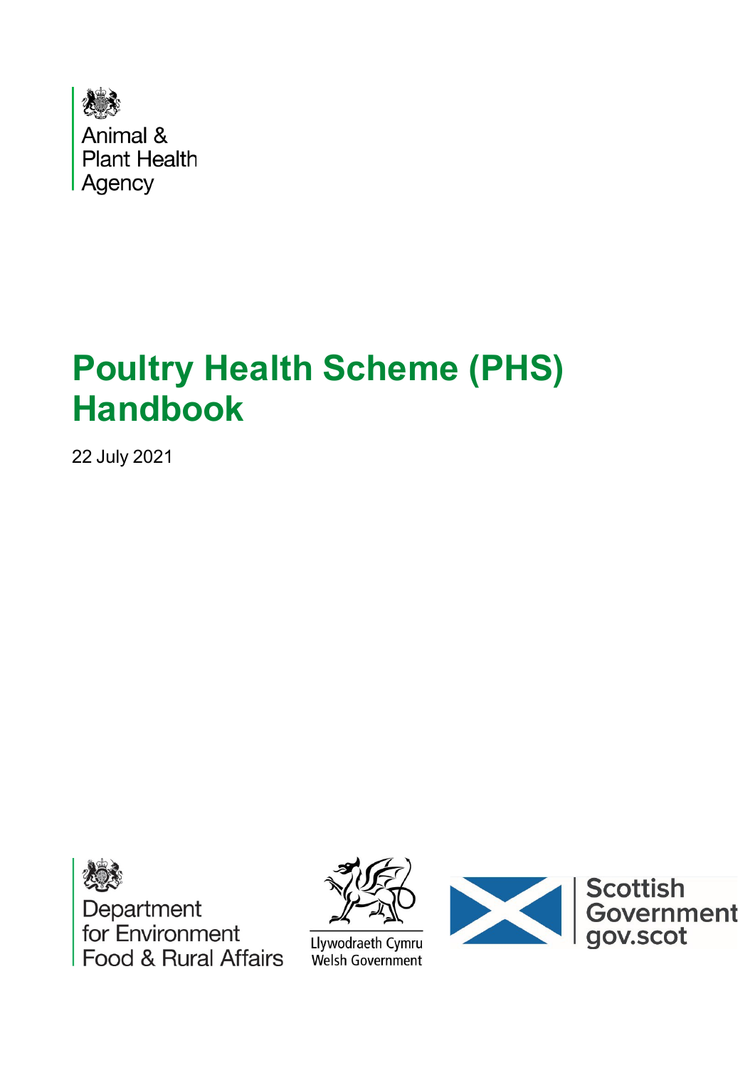Animal & Plant Health Agency

# Poultry Health Scheme (PHS) Handbook

22 July 2021

Department for Environment Food & Rural Affairs

Llywodraeth Cymru
Welsh Government

Scottish Government
gov.scot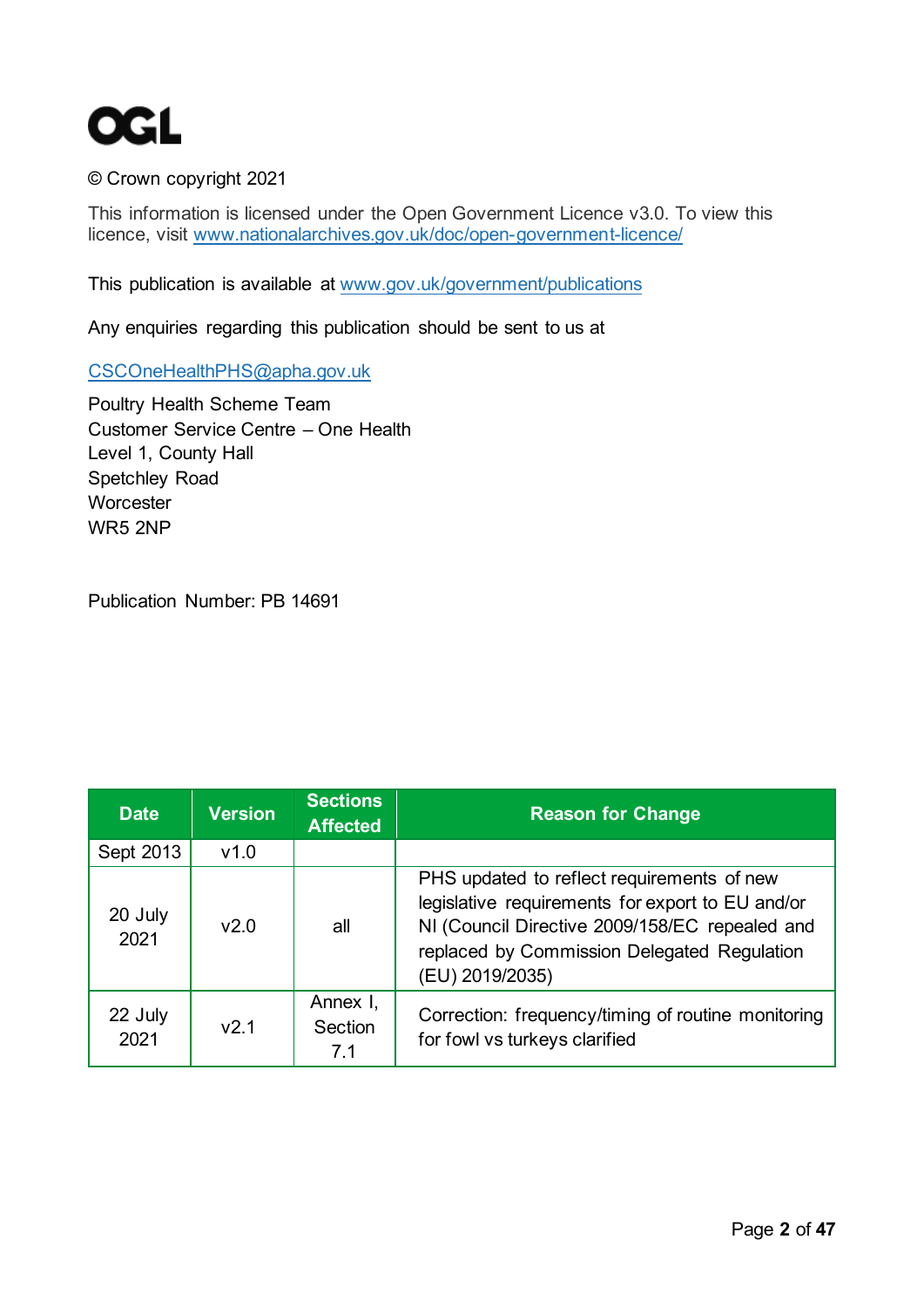© Crown copyright 2021

This information is licensed under the Open Government Licence v3.0. To view this licence, visit www.nationalarchives.gov.uk/doc/open-government-licence/

This publication is available at www.gov.uk/government/publications

Any enquiries regarding this publication should be sent to us at

CSCOneHealthPHS@apha.gov.uk

Poultry Health Scheme Team
Customer Service Centre – One Health
Level 1, County Hall
Spetchley Road
Worcester
WR5 2NP

Publication Number: PB 14691

| Date | Version | Sections Affected | Reason for Change |
|---|---|---|---|
| Sept 2013 | v1.0 | | |
| 20 July 2021 | v2.0 | all | PHS updated to reflect requirements of new legislative requirements for export to EU and/or NI (Council Directive 2009/158/EC repealed and replaced by Commission Delegated Regulation (EU) 2019/2035) |
| 22 July 2021 | v2.1 | Annex I, Section 7.1 | Correction: frequency/timing of routine monitoring for fowl vs turkeys clarified |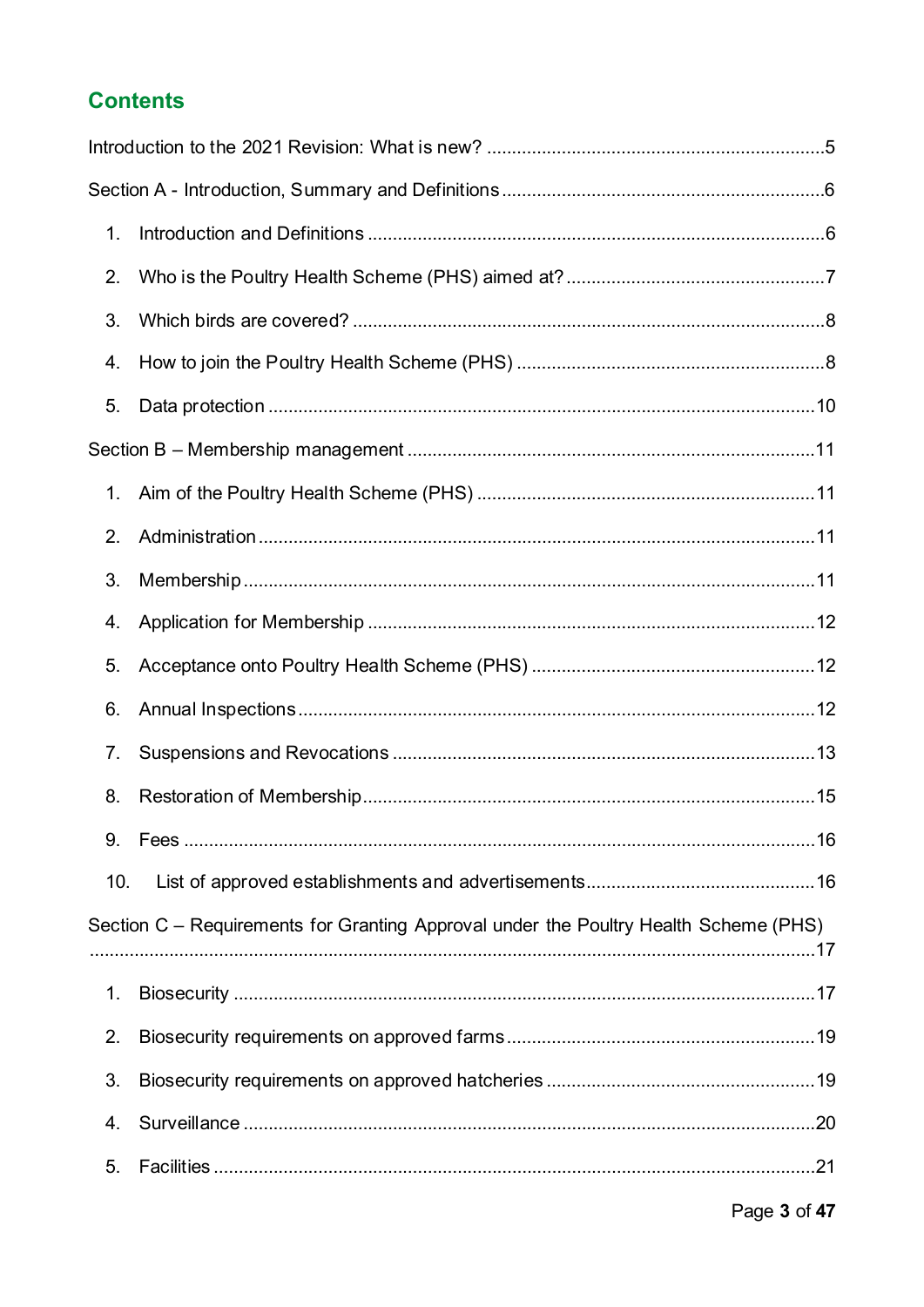## Contents

Introduction to the 2021 Revision: What is new? ....................................................................5

Section A - Introduction, Summary and Definitions ................................................................6

1. Introduction and Definitions ...........................................................................................6
2. Who is the Poultry Health Scheme (PHS) aimed at? ....................................................7
3. Which birds are covered? ...............................................................................................8
4. How to join the Poultry Health Scheme (PHS) ..............................................................8
5. Data protection .............................................................................................................10

Section B – Membership management .................................................................................11

1. Aim of the Poultry Health Scheme (PHS) ....................................................................11
2. Administration ...............................................................................................................11
3. Membership ..................................................................................................................11
4. Application for Membership .........................................................................................12
5. Acceptance onto Poultry Health Scheme (PHS) .........................................................12
6. Annual Inspections .......................................................................................................12
7. Suspensions and Revocations ....................................................................................13
8. Restoration of Membership ..........................................................................................15
9. Fees ..............................................................................................................................16
10. List of approved establishments and advertisements ..............................................16

Section C – Requirements for Granting Approval under the Poultry Health Scheme (PHS) ..................................................................................................................................17

1. Biosecurity ....................................................................................................................17
2. Biosecurity requirements on approved farms .............................................................19
3. Biosecurity requirements on approved hatcheries ......................................................19
4. Surveillance ..................................................................................................................20
5. Facilities .......................................................................................................................21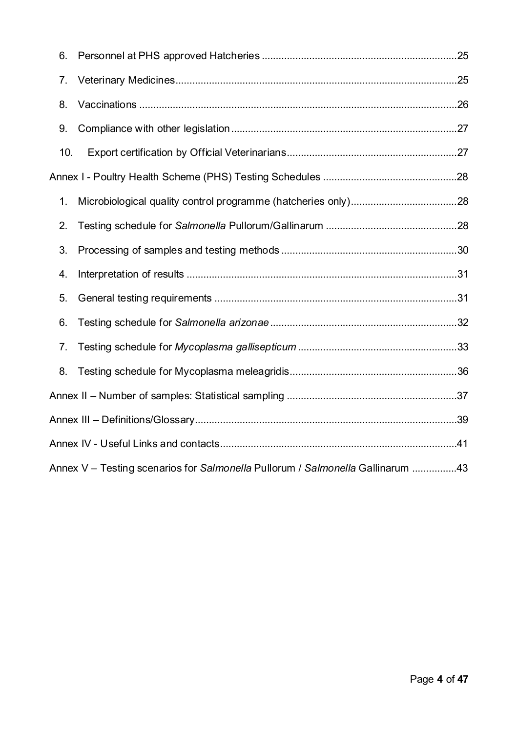6. Personnel at PHS approved Hatcheries ....................................................................25

7. Veterinary Medicines....................................................................................................25

8. Vaccinations ..................................................................................................................26

9. Compliance with other legislation ................................................................................27

10. Export certification by Official Veterinarians.............................................................27

Annex I - Poultry Health Scheme (PHS) Testing Schedules ................................................28

1. Microbiological quality control programme (hatcheries only)......................................28

2. Testing schedule for *Salmonella* Pullorum/Gallinarum ...............................................28

3. Processing of samples and testing methods ...............................................................30

4. Interpretation of results ................................................................................................31

5. General testing requirements .......................................................................................31

6. Testing schedule for *Salmonella arizonae* ...................................................................32

7. Testing schedule for *Mycoplasma gallisepticum* .........................................................33

8. Testing schedule for Mycoplasma meleagridis............................................................36

Annex II – Number of samples: Statistical sampling .............................................................37

Annex III – Definitions/Glossary..............................................................................................39

Annex IV - Useful Links and contacts.....................................................................................41

Annex V – Testing scenarios for *Salmonella* Pullorum / *Salmonella* Gallinarum ................43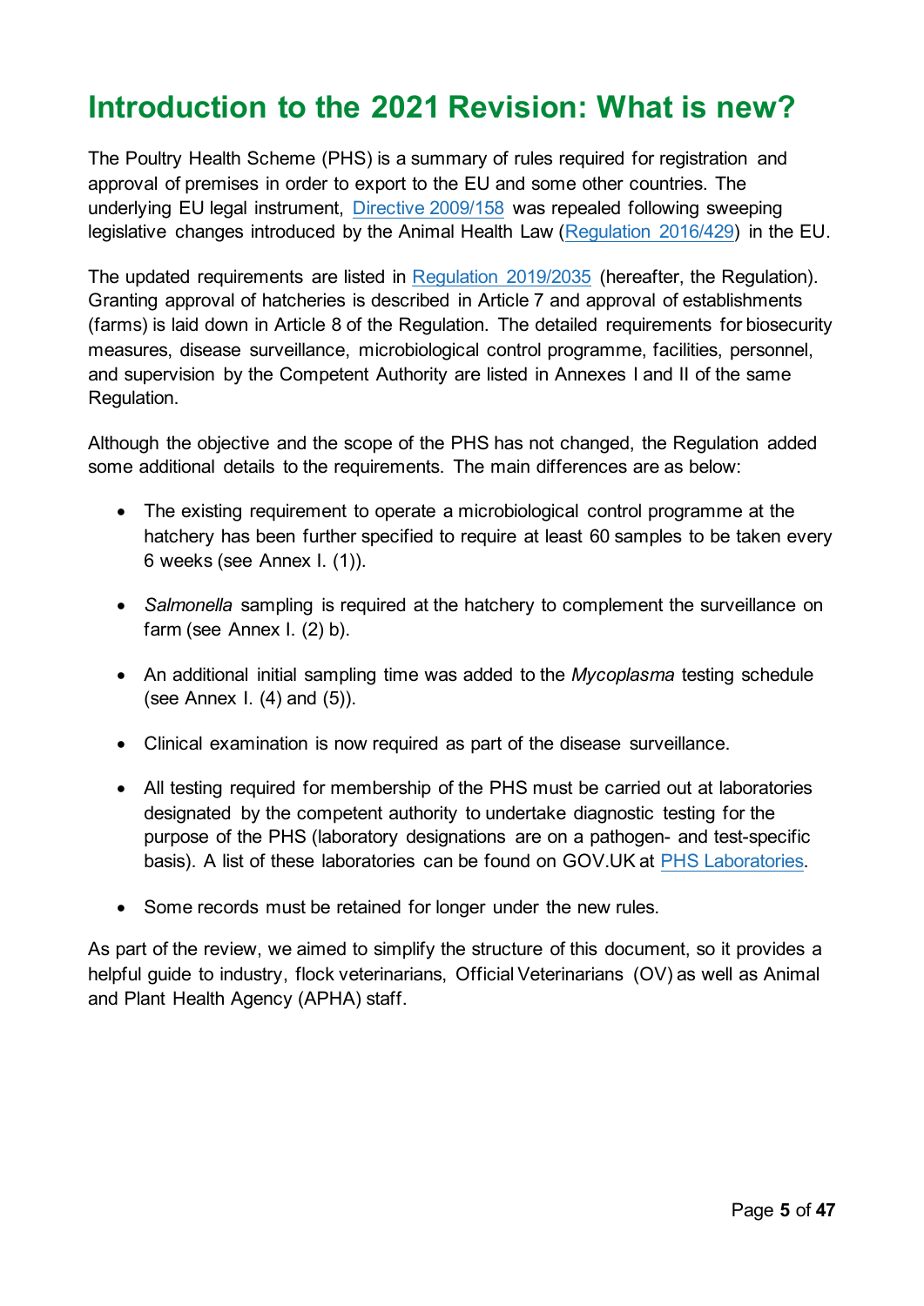# Introduction to the 2021 Revision: What is new?

The Poultry Health Scheme (PHS) is a summary of rules required for registration and approval of premises in order to export to the EU and some other countries. The underlying EU legal instrument, Directive 2009/158 was repealed following sweeping legislative changes introduced by the Animal Health Law (Regulation 2016/429) in the EU.

The updated requirements are listed in Regulation 2019/2035 (hereafter, the Regulation). Granting approval of hatcheries is described in Article 7 and approval of establishments (farms) is laid down in Article 8 of the Regulation. The detailed requirements for biosecurity measures, disease surveillance, microbiological control programme, facilities, personnel, and supervision by the Competent Authority are listed in Annexes I and II of the same Regulation.

Although the objective and the scope of the PHS has not changed, the Regulation added some additional details to the requirements. The main differences are as below:

- The existing requirement to operate a microbiological control programme at the hatchery has been further specified to require at least 60 samples to be taken every 6 weeks (see Annex I. (1)).
- *Salmonella* sampling is required at the hatchery to complement the surveillance on farm (see Annex I. (2) b).
- An additional initial sampling time was added to the *Mycoplasma* testing schedule (see Annex I. (4) and (5)).
- Clinical examination is now required as part of the disease surveillance.
- All testing required for membership of the PHS must be carried out at laboratories designated by the competent authority to undertake diagnostic testing for the purpose of the PHS (laboratory designations are on a pathogen- and test-specific basis). A list of these laboratories can be found on GOV.UK at PHS Laboratories.
- Some records must be retained for longer under the new rules.

As part of the review, we aimed to simplify the structure of this document, so it provides a helpful guide to industry, flock veterinarians, Official Veterinarians (OV) as well as Animal and Plant Health Agency (APHA) staff.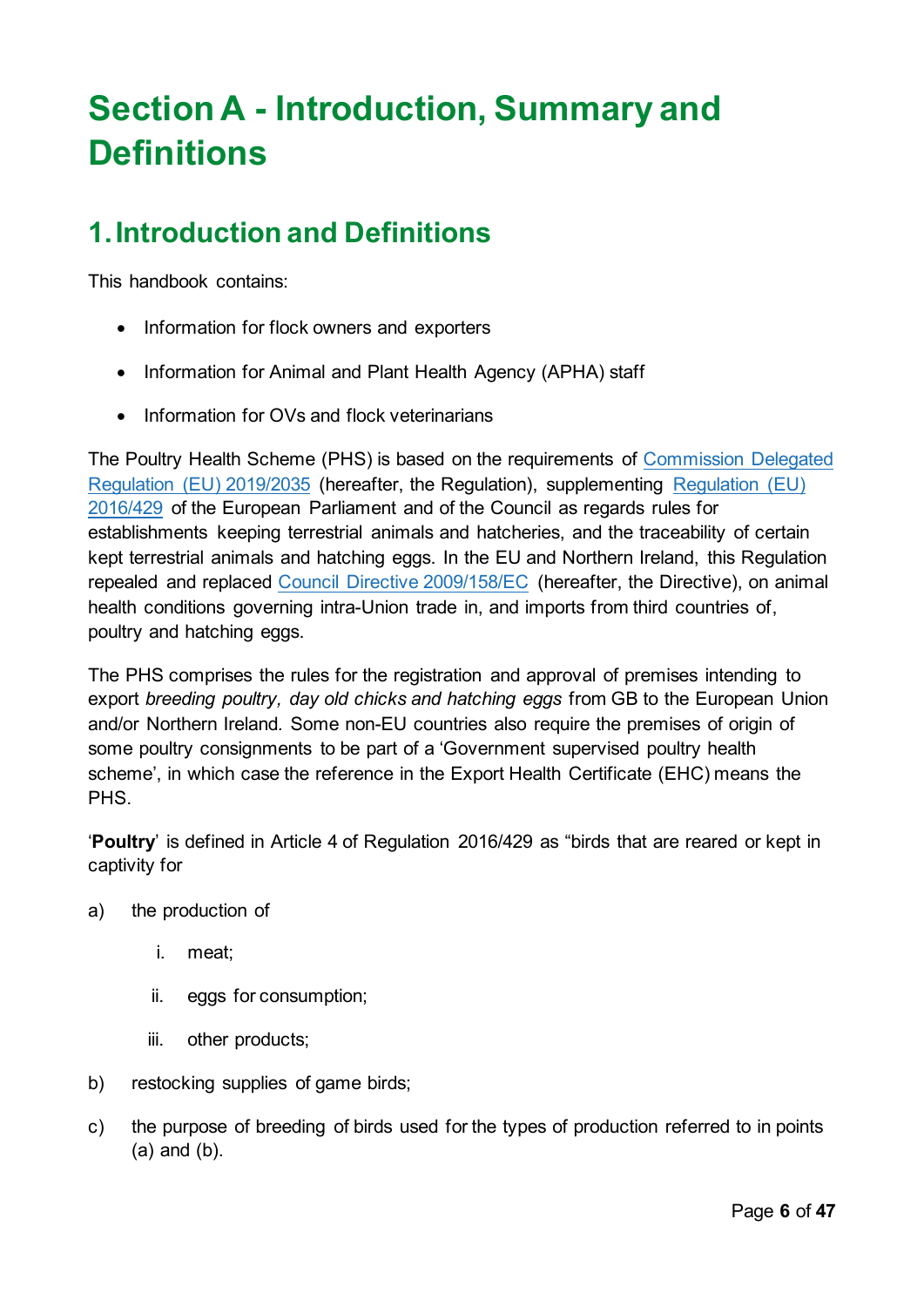# Section A - Introduction, Summary and Definitions

## 1. Introduction and Definitions

This handbook contains:

- Information for flock owners and exporters
- Information for Animal and Plant Health Agency (APHA) staff
- Information for OVs and flock veterinarians

The Poultry Health Scheme (PHS) is based on the requirements of Commission Delegated Regulation (EU) 2019/2035 (hereafter, the Regulation), supplementing Regulation (EU) 2016/429 of the European Parliament and of the Council as regards rules for establishments keeping terrestrial animals and hatcheries, and the traceability of certain kept terrestrial animals and hatching eggs. In the EU and Northern Ireland, this Regulation repealed and replaced Council Directive 2009/158/EC (hereafter, the Directive), on animal health conditions governing intra-Union trade in, and imports from third countries of, poultry and hatching eggs.

The PHS comprises the rules for the registration and approval of premises intending to export *breeding poultry, day old chicks and hatching eggs* from GB to the European Union and/or Northern Ireland. Some non-EU countries also require the premises of origin of some poultry consignments to be part of a 'Government supervised poultry health scheme', in which case the reference in the Export Health Certificate (EHC) means the PHS.

'**Poultry**' is defined in Article 4 of Regulation 2016/429 as "birds that are reared or kept in captivity for

a) the production of

   i. meat;

   ii. eggs for consumption;

   iii. other products;

b) restocking supplies of game birds;

c) the purpose of breeding of birds used for the types of production referred to in points (a) and (b).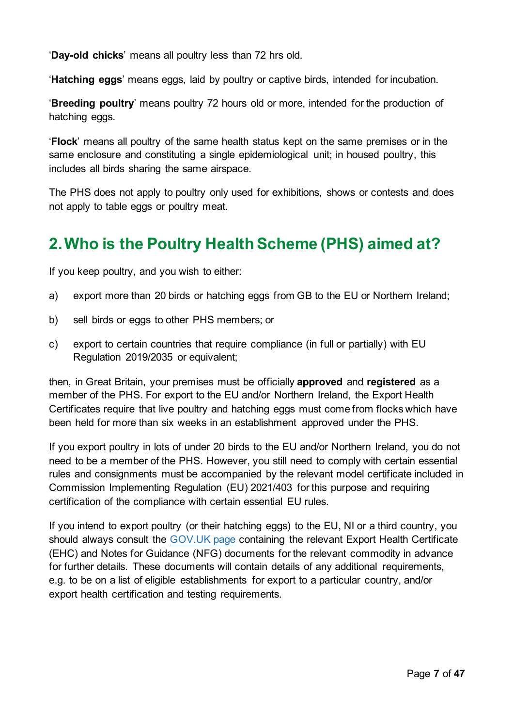'**Day-old chicks**' means all poultry less than 72 hrs old.

'**Hatching eggs**' means eggs, laid by poultry or captive birds, intended for incubation.

'**Breeding poultry**' means poultry 72 hours old or more, intended for the production of hatching eggs.

'**Flock**' means all poultry of the same health status kept on the same premises or in the same enclosure and constituting a single epidemiological unit; in housed poultry, this includes all birds sharing the same airspace.

The PHS does not apply to poultry only used for exhibitions, shows or contests and does not apply to table eggs or poultry meat.

## 2. Who is the Poultry Health Scheme (PHS) aimed at?

If you keep poultry, and you wish to either:

a) export more than 20 birds or hatching eggs from GB to the EU or Northern Ireland;

b) sell birds or eggs to other PHS members; or

c) export to certain countries that require compliance (in full or partially) with EU Regulation 2019/2035 or equivalent;

then, in Great Britain, your premises must be officially **approved** and **registered** as a member of the PHS. For export to the EU and/or Northern Ireland, the Export Health Certificates require that live poultry and hatching eggs must come from flocks which have been held for more than six weeks in an establishment approved under the PHS.

If you export poultry in lots of under 20 birds to the EU and/or Northern Ireland, you do not need to be a member of the PHS. However, you still need to comply with certain essential rules and consignments must be accompanied by the relevant model certificate included in Commission Implementing Regulation (EU) 2021/403 for this purpose and requiring certification of the compliance with certain essential EU rules.

If you intend to export poultry (or their hatching eggs) to the EU, NI or a third country, you should always consult the GOV.UK page containing the relevant Export Health Certificate (EHC) and Notes for Guidance (NFG) documents for the relevant commodity in advance for further details. These documents will contain details of any additional requirements, e.g. to be on a list of eligible establishments for export to a particular country, and/or export health certification and testing requirements.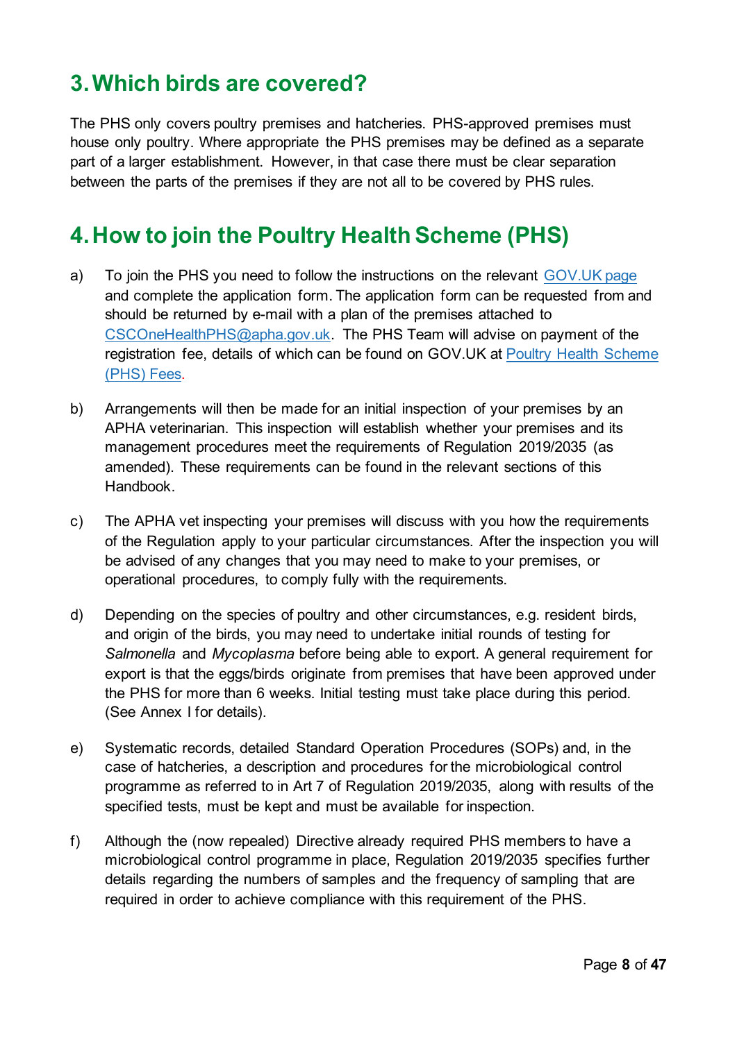## 3. Which birds are covered?

The PHS only covers poultry premises and hatcheries. PHS-approved premises must house only poultry. Where appropriate the PHS premises may be defined as a separate part of a larger establishment. However, in that case there must be clear separation between the parts of the premises if they are not all to be covered by PHS rules.

## 4. How to join the Poultry Health Scheme (PHS)

a) To join the PHS you need to follow the instructions on the relevant GOV.UK page and complete the application form. The application form can be requested from and should be returned by e-mail with a plan of the premises attached to CSCOneHealthPHS@apha.gov.uk. The PHS Team will advise on payment of the registration fee, details of which can be found on GOV.UK at Poultry Health Scheme (PHS) Fees.

b) Arrangements will then be made for an initial inspection of your premises by an APHA veterinarian. This inspection will establish whether your premises and its management procedures meet the requirements of Regulation 2019/2035 (as amended). These requirements can be found in the relevant sections of this Handbook.

c) The APHA vet inspecting your premises will discuss with you how the requirements of the Regulation apply to your particular circumstances. After the inspection you will be advised of any changes that you may need to make to your premises, or operational procedures, to comply fully with the requirements.

d) Depending on the species of poultry and other circumstances, e.g. resident birds, and origin of the birds, you may need to undertake initial rounds of testing for *Salmonella* and *Mycoplasma* before being able to export. A general requirement for export is that the eggs/birds originate from premises that have been approved under the PHS for more than 6 weeks. Initial testing must take place during this period. (See Annex I for details).

e) Systematic records, detailed Standard Operation Procedures (SOPs) and, in the case of hatcheries, a description and procedures for the microbiological control programme as referred to in Art 7 of Regulation 2019/2035, along with results of the specified tests, must be kept and must be available for inspection.

f) Although the (now repealed) Directive already required PHS members to have a microbiological control programme in place, Regulation 2019/2035 specifies further details regarding the numbers of samples and the frequency of sampling that are required in order to achieve compliance with this requirement of the PHS.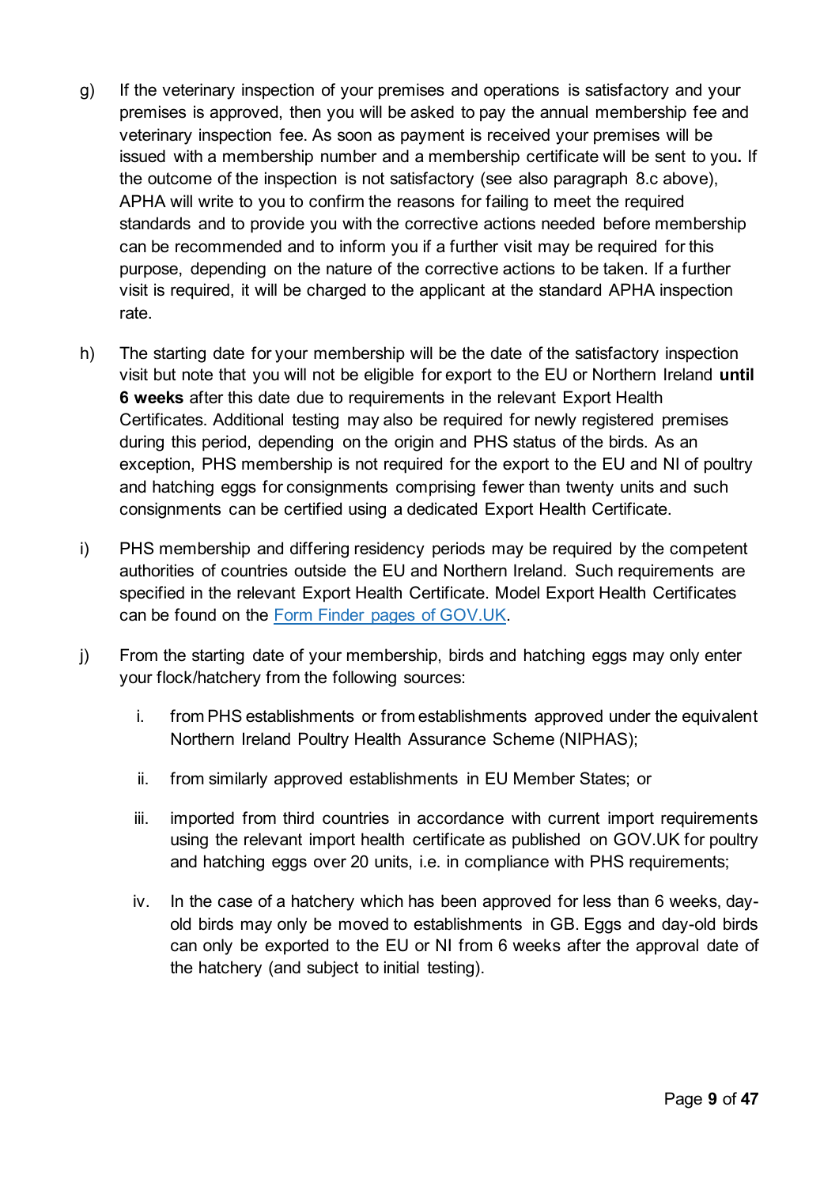g) If the veterinary inspection of your premises and operations is satisfactory and your premises is approved, then you will be asked to pay the annual membership fee and veterinary inspection fee. As soon as payment is received your premises will be issued with a membership number and a membership certificate will be sent to you**.** If the outcome of the inspection is not satisfactory (see also paragraph 8.c above), APHA will write to you to confirm the reasons for failing to meet the required standards and to provide you with the corrective actions needed before membership can be recommended and to inform you if a further visit may be required for this purpose, depending on the nature of the corrective actions to be taken. If a further visit is required, it will be charged to the applicant at the standard APHA inspection rate.

h) The starting date for your membership will be the date of the satisfactory inspection visit but note that you will not be eligible for export to the EU or Northern Ireland **until 6 weeks** after this date due to requirements in the relevant Export Health Certificates. Additional testing may also be required for newly registered premises during this period, depending on the origin and PHS status of the birds. As an exception, PHS membership is not required for the export to the EU and NI of poultry and hatching eggs for consignments comprising fewer than twenty units and such consignments can be certified using a dedicated Export Health Certificate.

i) PHS membership and differing residency periods may be required by the competent authorities of countries outside the EU and Northern Ireland. Such requirements are specified in the relevant Export Health Certificate. Model Export Health Certificates can be found on the [Form Finder pages of GOV.UK](Form Finder pages of GOV.UK).

j) From the starting date of your membership, birds and hatching eggs may only enter your flock/hatchery from the following sources:

   i. from PHS establishments or from establishments approved under the equivalent Northern Ireland Poultry Health Assurance Scheme (NIPHAS);

   ii. from similarly approved establishments in EU Member States; or

   iii. imported from third countries in accordance with current import requirements using the relevant import health certificate as published on GOV.UK for poultry and hatching eggs over 20 units, i.e. in compliance with PHS requirements;

   iv. In the case of a hatchery which has been approved for less than 6 weeks, day-old birds may only be moved to establishments in GB. Eggs and day-old birds can only be exported to the EU or NI from 6 weeks after the approval date of the hatchery (and subject to initial testing).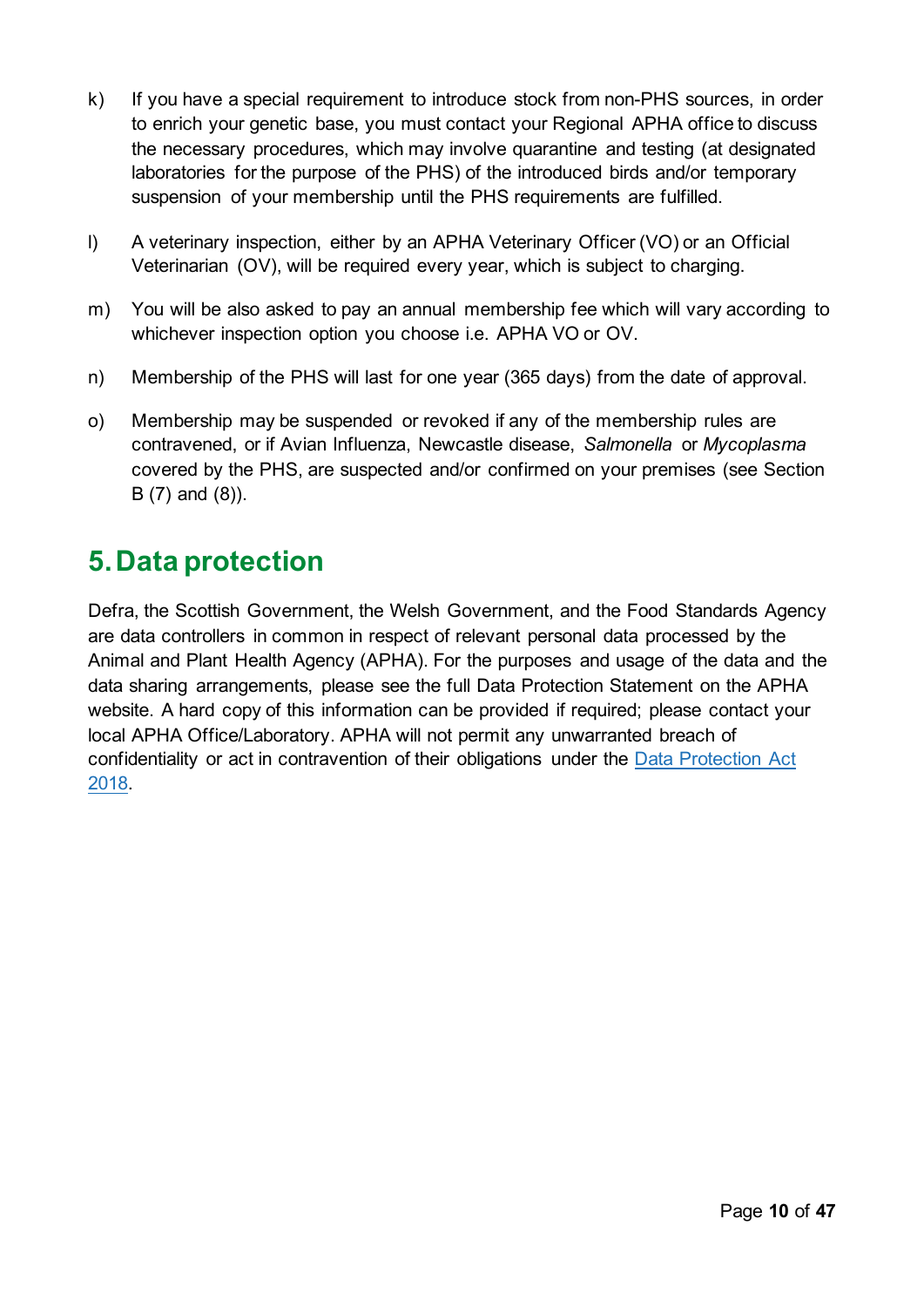k) If you have a special requirement to introduce stock from non-PHS sources, in order to enrich your genetic base, you must contact your Regional APHA office to discuss the necessary procedures, which may involve quarantine and testing (at designated laboratories for the purpose of the PHS) of the introduced birds and/or temporary suspension of your membership until the PHS requirements are fulfilled.

l) A veterinary inspection, either by an APHA Veterinary Officer (VO) or an Official Veterinarian (OV), will be required every year, which is subject to charging.

m) You will be also asked to pay an annual membership fee which will vary according to whichever inspection option you choose i.e. APHA VO or OV.

n) Membership of the PHS will last for one year (365 days) from the date of approval.

o) Membership may be suspended or revoked if any of the membership rules are contravened, or if Avian Influenza, Newcastle disease, *Salmonella* or *Mycoplasma* covered by the PHS, are suspected and/or confirmed on your premises (see Section B (7) and (8)).

## 5. Data protection

Defra, the Scottish Government, the Welsh Government, and the Food Standards Agency are data controllers in common in respect of relevant personal data processed by the Animal and Plant Health Agency (APHA). For the purposes and usage of the data and the data sharing arrangements, please see the full Data Protection Statement on the APHA website. A hard copy of this information can be provided if required; please contact your local APHA Office/Laboratory. APHA will not permit any unwarranted breach of confidentiality or act in contravention of their obligations under the Data Protection Act 2018.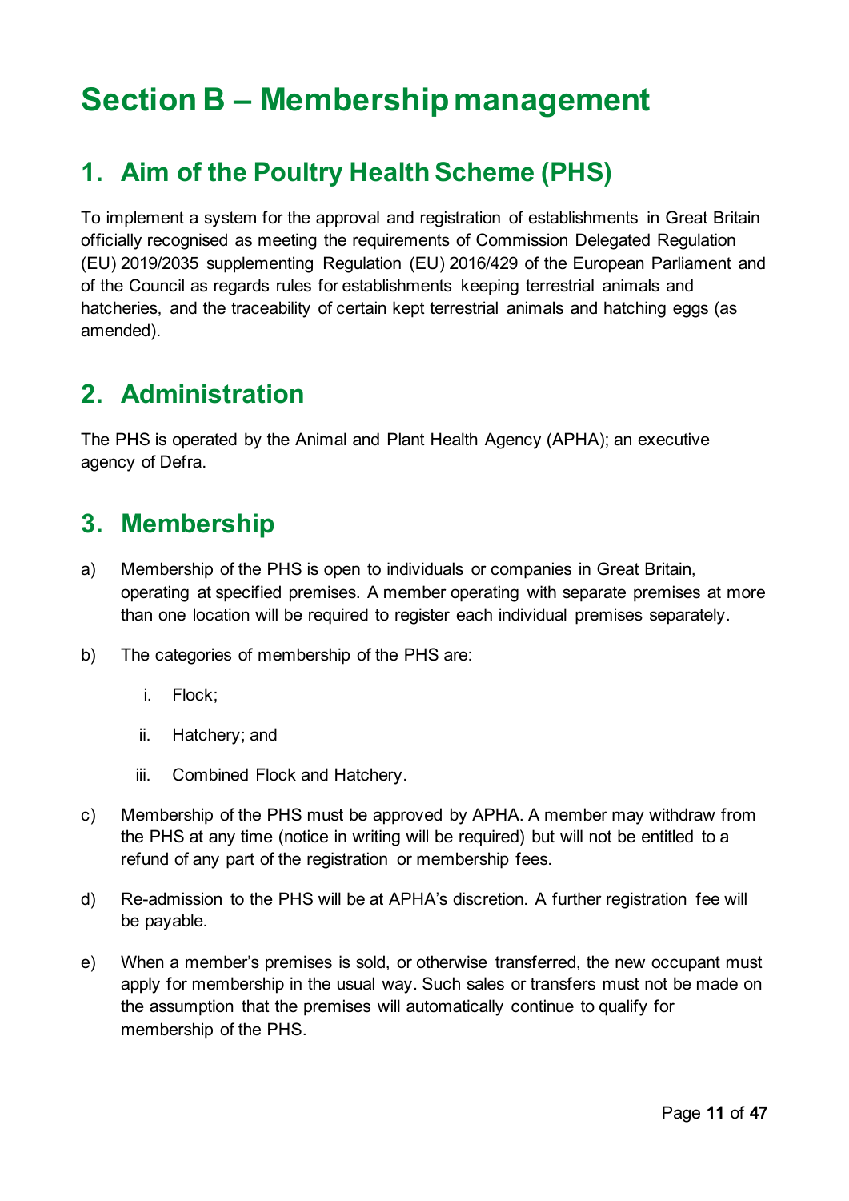# Section B – Membership management

## 1. Aim of the Poultry Health Scheme (PHS)

To implement a system for the approval and registration of establishments in Great Britain officially recognised as meeting the requirements of Commission Delegated Regulation (EU) 2019/2035 supplementing Regulation (EU) 2016/429 of the European Parliament and of the Council as regards rules for establishments keeping terrestrial animals and hatcheries, and the traceability of certain kept terrestrial animals and hatching eggs (as amended).

## 2. Administration

The PHS is operated by the Animal and Plant Health Agency (APHA); an executive agency of Defra.

## 3. Membership

a) Membership of the PHS is open to individuals or companies in Great Britain, operating at specified premises. A member operating with separate premises at more than one location will be required to register each individual premises separately.

b) The categories of membership of the PHS are:

   i. Flock;

   ii. Hatchery; and

   iii. Combined Flock and Hatchery.

c) Membership of the PHS must be approved by APHA. A member may withdraw from the PHS at any time (notice in writing will be required) but will not be entitled to a refund of any part of the registration or membership fees.

d) Re-admission to the PHS will be at APHA's discretion. A further registration fee will be payable.

e) When a member's premises is sold, or otherwise transferred, the new occupant must apply for membership in the usual way. Such sales or transfers must not be made on the assumption that the premises will automatically continue to qualify for membership of the PHS.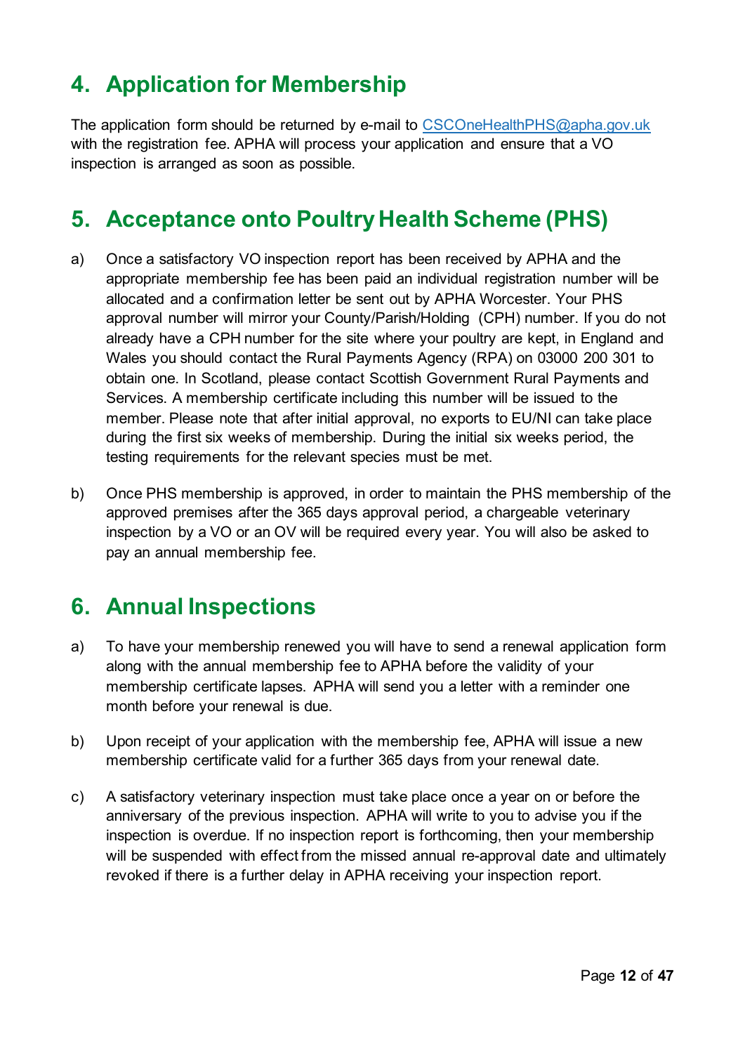## 4. Application for Membership

The application form should be returned by e-mail to [CSCOneHealthPHS@apha.gov.uk](mailto:CSCOneHealthPHS@apha.gov.uk) with the registration fee. APHA will process your application and ensure that a VO inspection is arranged as soon as possible.

## 5. Acceptance onto Poultry Health Scheme (PHS)

a) Once a satisfactory VO inspection report has been received by APHA and the appropriate membership fee has been paid an individual registration number will be allocated and a confirmation letter be sent out by APHA Worcester. Your PHS approval number will mirror your County/Parish/Holding (CPH) number. If you do not already have a CPH number for the site where your poultry are kept, in England and Wales you should contact the Rural Payments Agency (RPA) on 03000 200 301 to obtain one. In Scotland, please contact Scottish Government Rural Payments and Services. A membership certificate including this number will be issued to the member. Please note that after initial approval, no exports to EU/NI can take place during the first six weeks of membership. During the initial six weeks period, the testing requirements for the relevant species must be met.

b) Once PHS membership is approved, in order to maintain the PHS membership of the approved premises after the 365 days approval period, a chargeable veterinary inspection by a VO or an OV will be required every year. You will also be asked to pay an annual membership fee.

## 6. Annual Inspections

a) To have your membership renewed you will have to send a renewal application form along with the annual membership fee to APHA before the validity of your membership certificate lapses. APHA will send you a letter with a reminder one month before your renewal is due.

b) Upon receipt of your application with the membership fee, APHA will issue a new membership certificate valid for a further 365 days from your renewal date.

c) A satisfactory veterinary inspection must take place once a year on or before the anniversary of the previous inspection. APHA will write to you to advise you if the inspection is overdue. If no inspection report is forthcoming, then your membership will be suspended with effect from the missed annual re-approval date and ultimately revoked if there is a further delay in APHA receiving your inspection report.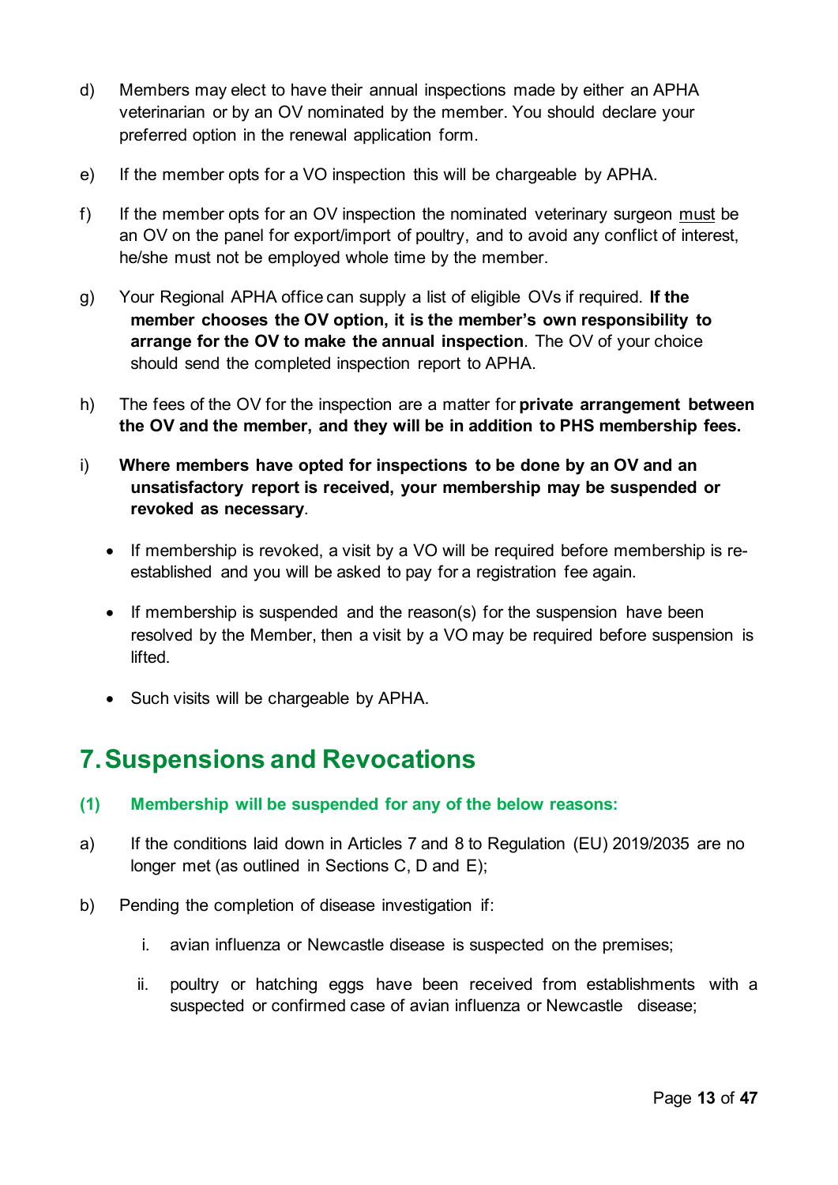d) Members may elect to have their annual inspections made by either an APHA veterinarian or by an OV nominated by the member. You should declare your preferred option in the renewal application form.

e) If the member opts for a VO inspection this will be chargeable by APHA.

f) If the member opts for an OV inspection the nominated veterinary surgeon <u>must</u> be an OV on the panel for export/import of poultry, and to avoid any conflict of interest, he/she must not be employed whole time by the member.

g) Your Regional APHA office can supply a list of eligible OVs if required. **If the member chooses the OV option, it is the member's own responsibility to arrange for the OV to make the annual inspection**. The OV of your choice should send the completed inspection report to APHA.

h) The fees of the OV for the inspection are a matter for **private arrangement between the OV and the member, and they will be in addition to PHS membership fees.**

i) **Where members have opted for inspections to be done by an OV and an unsatisfactory report is received, your membership may be suspended or revoked as necessary**.

- If membership is revoked, a visit by a VO will be required before membership is re-established and you will be asked to pay for a registration fee again.
- If membership is suspended and the reason(s) for the suspension have been resolved by the Member, then a visit by a VO may be required before suspension is lifted.
- Such visits will be chargeable by APHA.

## 7. Suspensions and Revocations

### (1) Membership will be suspended for any of the below reasons:

a) If the conditions laid down in Articles 7 and 8 to Regulation (EU) 2019/2035 are no longer met (as outlined in Sections C, D and E);

b) Pending the completion of disease investigation if:

   i. avian influenza or Newcastle disease is suspected on the premises;

   ii. poultry or hatching eggs have been received from establishments with a suspected or confirmed case of avian influenza or Newcastle disease;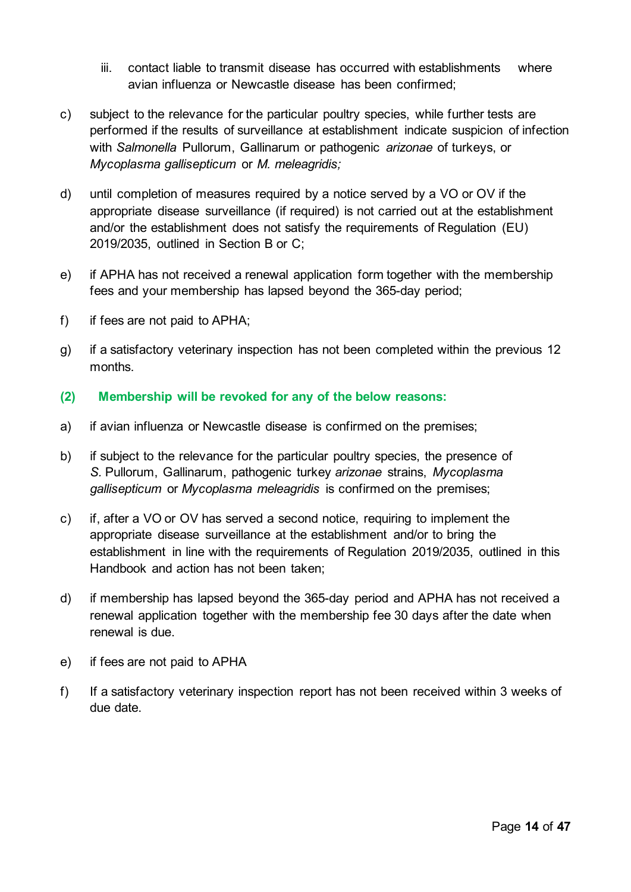iii. contact liable to transmit disease has occurred with establishments where avian influenza or Newcastle disease has been confirmed;

c) subject to the relevance for the particular poultry species, while further tests are performed if the results of surveillance at establishment indicate suspicion of infection with *Salmonella* Pullorum, Gallinarum or pathogenic *arizonae* of turkeys, or *Mycoplasma gallisepticum* or *M. meleagridis;*

d) until completion of measures required by a notice served by a VO or OV if the appropriate disease surveillance (if required) is not carried out at the establishment and/or the establishment does not satisfy the requirements of Regulation (EU) 2019/2035, outlined in Section B or C;

e) if APHA has not received a renewal application form together with the membership fees and your membership has lapsed beyond the 365-day period;

f) if fees are not paid to APHA;

g) if a satisfactory veterinary inspection has not been completed within the previous 12 months.

**(2) Membership will be revoked for any of the below reasons:**

a) if avian influenza or Newcastle disease is confirmed on the premises;

b) if subject to the relevance for the particular poultry species, the presence of *S.* Pullorum, Gallinarum, pathogenic turkey *arizonae* strains, *Mycoplasma gallisepticum* or *Mycoplasma meleagridis* is confirmed on the premises;

c) if, after a VO or OV has served a second notice, requiring to implement the appropriate disease surveillance at the establishment and/or to bring the establishment in line with the requirements of Regulation 2019/2035, outlined in this Handbook and action has not been taken;

d) if membership has lapsed beyond the 365-day period and APHA has not received a renewal application together with the membership fee 30 days after the date when renewal is due.

e) if fees are not paid to APHA

f) If a satisfactory veterinary inspection report has not been received within 3 weeks of due date.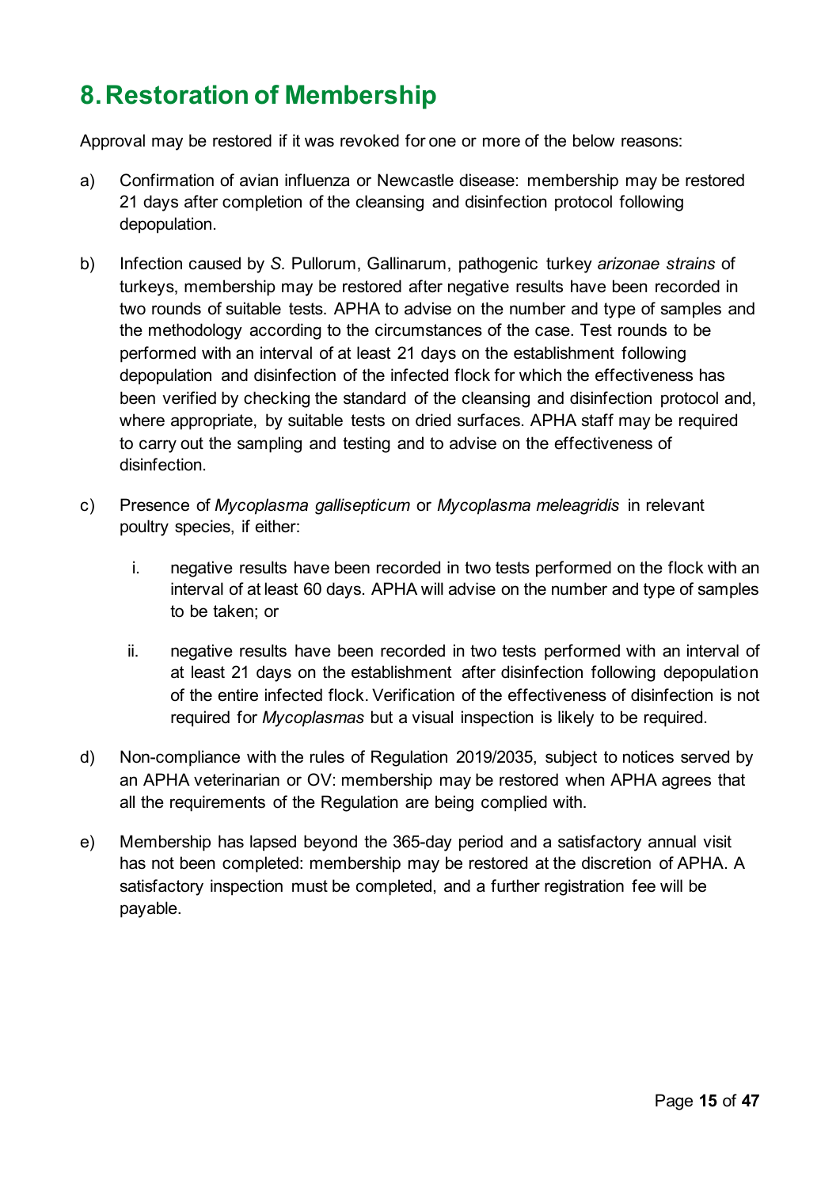# 8. Restoration of Membership

Approval may be restored if it was revoked for one or more of the below reasons:

a) Confirmation of avian influenza or Newcastle disease: membership may be restored 21 days after completion of the cleansing and disinfection protocol following depopulation.

b) Infection caused by *S.* Pullorum, Gallinarum, pathogenic turkey *arizonae strains* of turkeys, membership may be restored after negative results have been recorded in two rounds of suitable tests. APHA to advise on the number and type of samples and the methodology according to the circumstances of the case. Test rounds to be performed with an interval of at least 21 days on the establishment following depopulation and disinfection of the infected flock for which the effectiveness has been verified by checking the standard of the cleansing and disinfection protocol and, where appropriate, by suitable tests on dried surfaces. APHA staff may be required to carry out the sampling and testing and to advise on the effectiveness of disinfection.

c) Presence of *Mycoplasma gallisepticum* or *Mycoplasma meleagridis* in relevant poultry species, if either:

   i. negative results have been recorded in two tests performed on the flock with an interval of at least 60 days. APHA will advise on the number and type of samples to be taken; or

   ii. negative results have been recorded in two tests performed with an interval of at least 21 days on the establishment after disinfection following depopulation of the entire infected flock. Verification of the effectiveness of disinfection is not required for *Mycoplasmas* but a visual inspection is likely to be required.

d) Non-compliance with the rules of Regulation 2019/2035, subject to notices served by an APHA veterinarian or OV: membership may be restored when APHA agrees that all the requirements of the Regulation are being complied with.

e) Membership has lapsed beyond the 365-day period and a satisfactory annual visit has not been completed: membership may be restored at the discretion of APHA. A satisfactory inspection must be completed, and a further registration fee will be payable.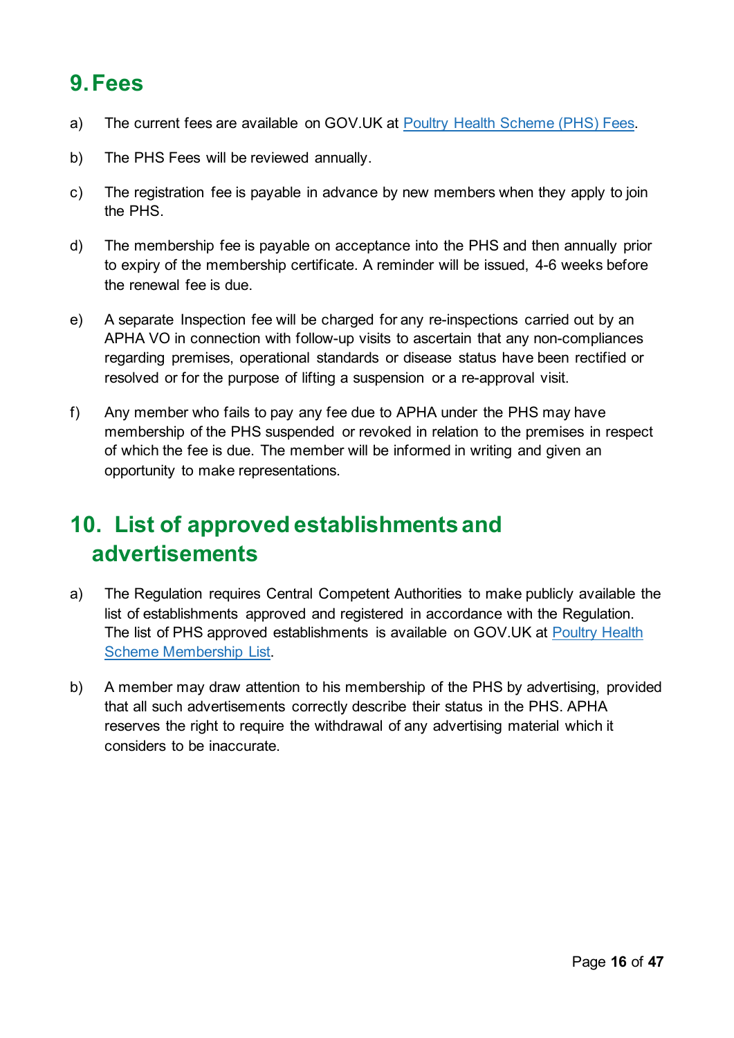# 9. Fees

a) The current fees are available on GOV.UK at [Poultry Health Scheme (PHS) Fees]().

b) The PHS Fees will be reviewed annually.

c) The registration fee is payable in advance by new members when they apply to join the PHS.

d) The membership fee is payable on acceptance into the PHS and then annually prior to expiry of the membership certificate. A reminder will be issued, 4-6 weeks before the renewal fee is due.

e) A separate Inspection fee will be charged for any re-inspections carried out by an APHA VO in connection with follow-up visits to ascertain that any non-compliances regarding premises, operational standards or disease status have been rectified or resolved or for the purpose of lifting a suspension or a re-approval visit.

f) Any member who fails to pay any fee due to APHA under the PHS may have membership of the PHS suspended or revoked in relation to the premises in respect of which the fee is due. The member will be informed in writing and given an opportunity to make representations.

# 10. List of approved establishments and advertisements

a) The Regulation requires Central Competent Authorities to make publicly available the list of establishments approved and registered in accordance with the Regulation. The list of PHS approved establishments is available on GOV.UK at [Poultry Health Scheme Membership List]().

b) A member may draw attention to his membership of the PHS by advertising, provided that all such advertisements correctly describe their status in the PHS. APHA reserves the right to require the withdrawal of any advertising material which it considers to be inaccurate.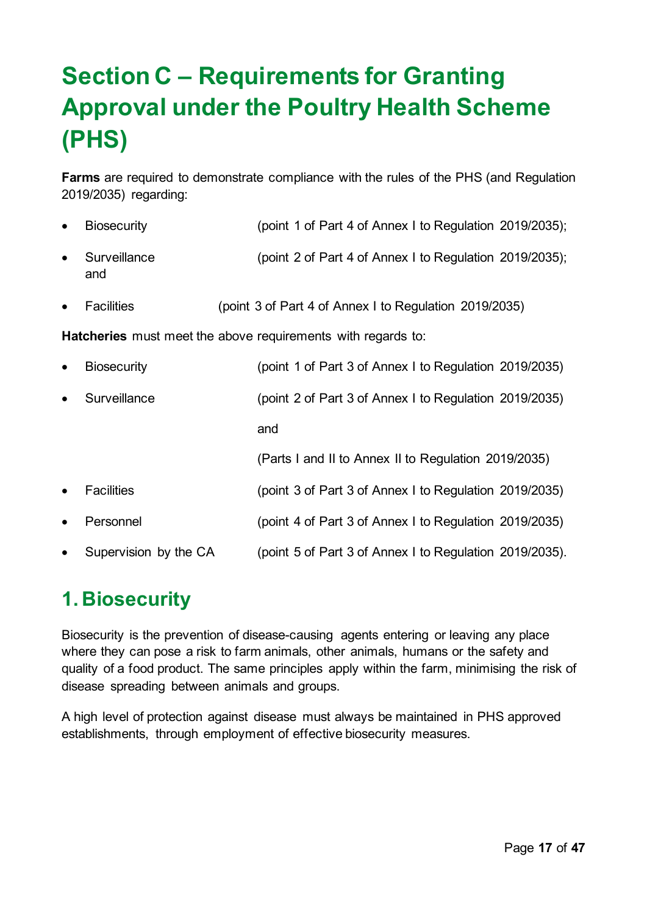# Section C – Requirements for Granting Approval under the Poultry Health Scheme (PHS)

**Farms** are required to demonstrate compliance with the rules of the PHS (and Regulation 2019/2035) regarding:

- Biosecurity (point 1 of Part 4 of Annex I to Regulation 2019/2035);
- Surveillance (point 2 of Part 4 of Annex I to Regulation 2019/2035); and
- Facilities (point 3 of Part 4 of Annex I to Regulation 2019/2035)

**Hatcheries** must meet the above requirements with regards to:

- Biosecurity (point 1 of Part 3 of Annex I to Regulation 2019/2035)
- Surveillance (point 2 of Part 3 of Annex I to Regulation 2019/2035)

  and

  (Parts I and II to Annex II to Regulation 2019/2035)
- Facilities (point 3 of Part 3 of Annex I to Regulation 2019/2035)
- Personnel (point 4 of Part 3 of Annex I to Regulation 2019/2035)
- Supervision by the CA (point 5 of Part 3 of Annex I to Regulation 2019/2035).

## 1. Biosecurity

Biosecurity is the prevention of disease-causing agents entering or leaving any place where they can pose a risk to farm animals, other animals, humans or the safety and quality of a food product. The same principles apply within the farm, minimising the risk of disease spreading between animals and groups.

A high level of protection against disease must always be maintained in PHS approved establishments, through employment of effective biosecurity measures.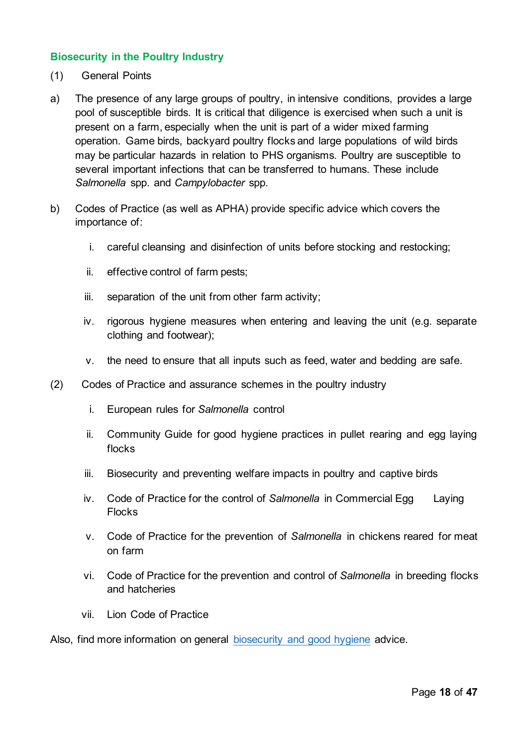## Biosecurity in the Poultry Industry

(1) General Points

a) The presence of any large groups of poultry, in intensive conditions, provides a large pool of susceptible birds. It is critical that diligence is exercised when such a unit is present on a farm, especially when the unit is part of a wider mixed farming operation. Game birds, backyard poultry flocks and large populations of wild birds may be particular hazards in relation to PHS organisms. Poultry are susceptible to several important infections that can be transferred to humans. These include *Salmonella* spp. and *Campylobacter* spp.

b) Codes of Practice (as well as APHA) provide specific advice which covers the importance of:

   i. careful cleansing and disinfection of units before stocking and restocking;

   ii. effective control of farm pests;

   iii. separation of the unit from other farm activity;

   iv. rigorous hygiene measures when entering and leaving the unit (e.g. separate clothing and footwear);

   v. the need to ensure that all inputs such as feed, water and bedding are safe.

(2) Codes of Practice and assurance schemes in the poultry industry

   i. European rules for *Salmonella* control

   ii. Community Guide for good hygiene practices in pullet rearing and egg laying flocks

   iii. Biosecurity and preventing welfare impacts in poultry and captive birds

   iv. Code of Practice for the control of *Salmonella* in Commercial Egg Laying Flocks

   v. Code of Practice for the prevention of *Salmonella* in chickens reared for meat on farm

   vi. Code of Practice for the prevention and control of *Salmonella* in breeding flocks and hatcheries

   vii. Lion Code of Practice

Also, find more information on general biosecurity and good hygiene advice.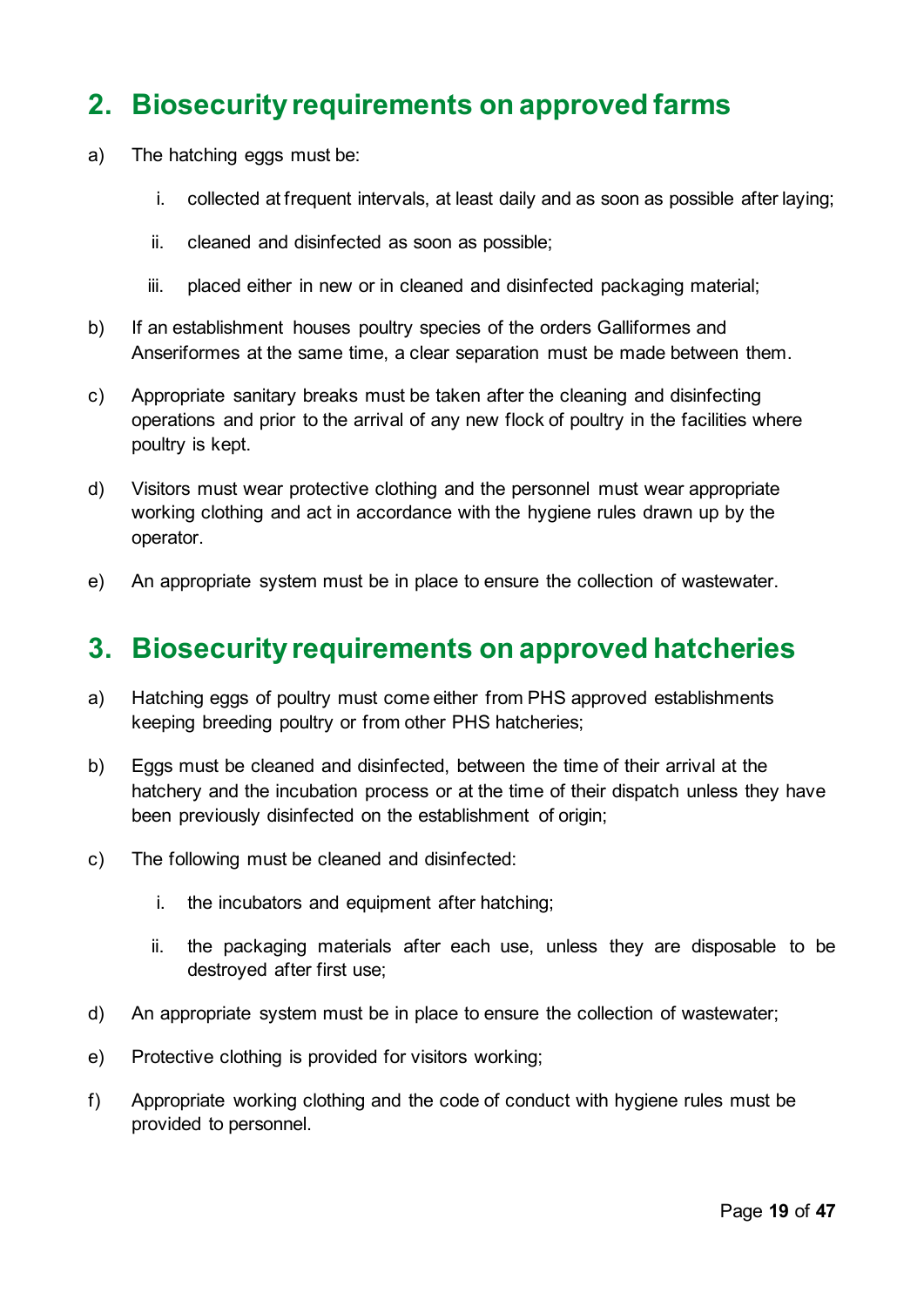## 2. Biosecurity requirements on approved farms

a) The hatching eggs must be:

   i. collected at frequent intervals, at least daily and as soon as possible after laying;

   ii. cleaned and disinfected as soon as possible;

   iii. placed either in new or in cleaned and disinfected packaging material;

b) If an establishment houses poultry species of the orders Galliformes and Anseriformes at the same time, a clear separation must be made between them.

c) Appropriate sanitary breaks must be taken after the cleaning and disinfecting operations and prior to the arrival of any new flock of poultry in the facilities where poultry is kept.

d) Visitors must wear protective clothing and the personnel must wear appropriate working clothing and act in accordance with the hygiene rules drawn up by the operator.

e) An appropriate system must be in place to ensure the collection of wastewater.

## 3. Biosecurity requirements on approved hatcheries

a) Hatching eggs of poultry must come either from PHS approved establishments keeping breeding poultry or from other PHS hatcheries;

b) Eggs must be cleaned and disinfected, between the time of their arrival at the hatchery and the incubation process or at the time of their dispatch unless they have been previously disinfected on the establishment of origin;

c) The following must be cleaned and disinfected:

   i. the incubators and equipment after hatching;

   ii. the packaging materials after each use, unless they are disposable to be destroyed after first use;

d) An appropriate system must be in place to ensure the collection of wastewater;

e) Protective clothing is provided for visitors working;

f) Appropriate working clothing and the code of conduct with hygiene rules must be provided to personnel.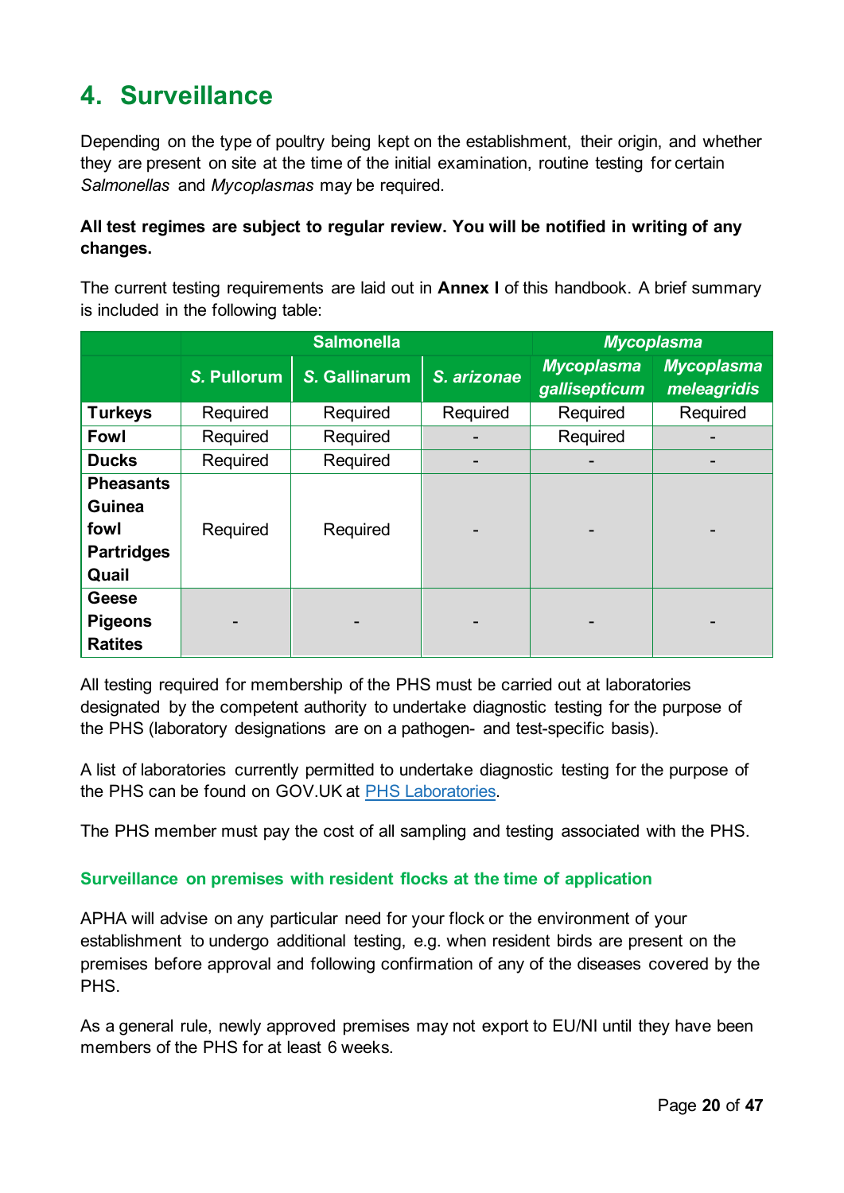# 4. Surveillance

Depending on the type of poultry being kept on the establishment, their origin, and whether they are present on site at the time of the initial examination, routine testing for certain *Salmonellas* and *Mycoplasmas* may be required.

**All test regimes are subject to regular review. You will be notified in writing of any changes.**

The current testing requirements are laid out in **Annex I** of this handbook. A brief summary is included in the following table:

| | Salmonella | | | *Mycoplasma* | |
|---|---|---|---|---|---|
| | *S.* Pullorum | *S.* Gallinarum | *S. arizonae* | *Mycoplasma gallisepticum* | *Mycoplasma meleagridis* |
| **Turkeys** | Required | Required | Required | Required | Required |
| **Fowl** | Required | Required | - | Required | - |
| **Ducks** | Required | Required | - | - | - |
| **Pheasants Guinea fowl Partridges Quail** | Required | Required | - | - | - |
| **Geese Pigeons Ratites** | - | - | - | - | - |

All testing required for membership of the PHS must be carried out at laboratories designated by the competent authority to undertake diagnostic testing for the purpose of the PHS (laboratory designations are on a pathogen- and test-specific basis).

A list of laboratories currently permitted to undertake diagnostic testing for the purpose of the PHS can be found on GOV.UK at [PHS Laboratories](PHS Laboratories).

The PHS member must pay the cost of all sampling and testing associated with the PHS.

### Surveillance on premises with resident flocks at the time of application

APHA will advise on any particular need for your flock or the environment of your establishment to undergo additional testing, e.g. when resident birds are present on the premises before approval and following confirmation of any of the diseases covered by the PHS.

As a general rule, newly approved premises may not export to EU/NI until they have been members of the PHS for at least 6 weeks.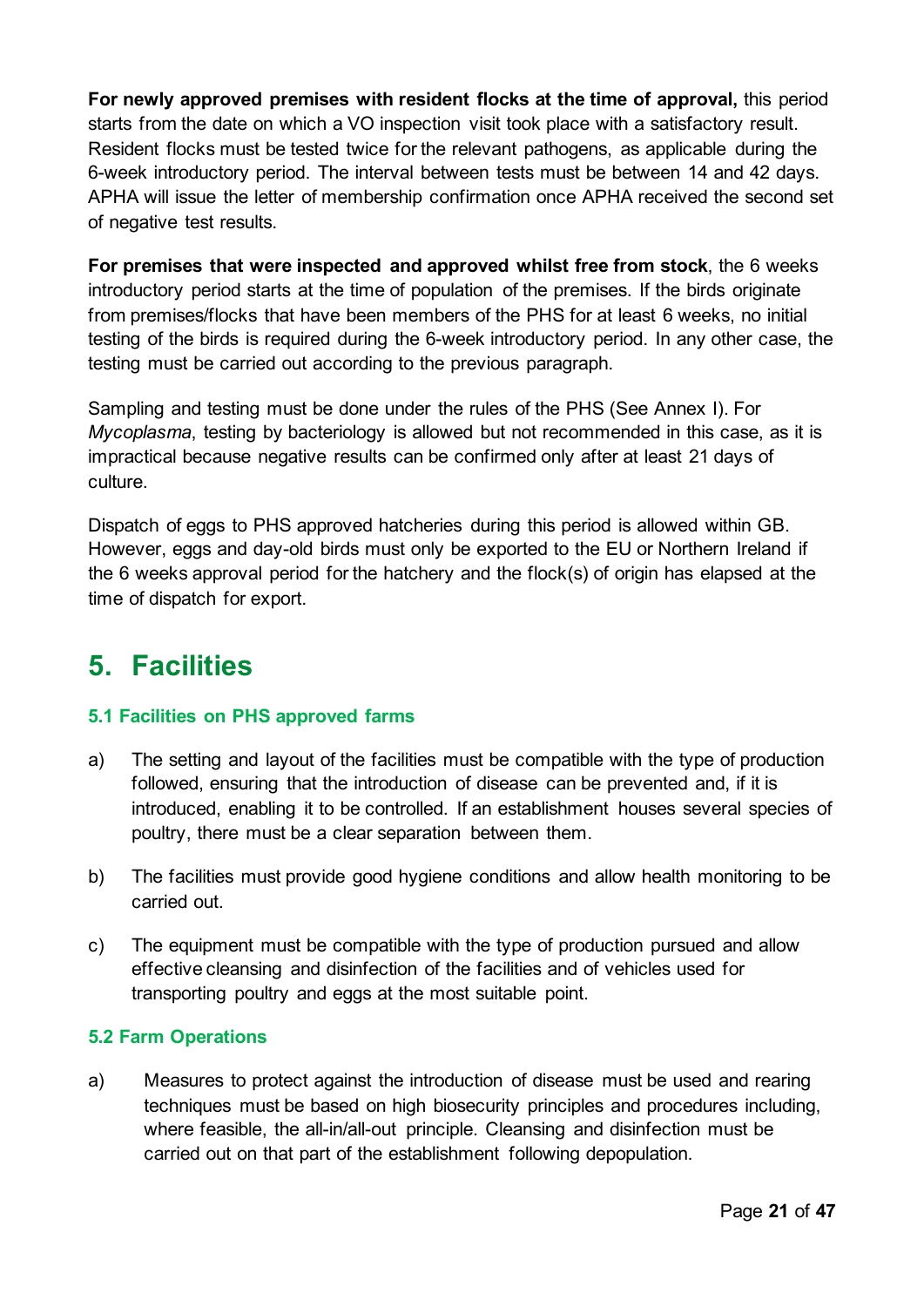**For newly approved premises with resident flocks at the time of approval,** this period starts from the date on which a VO inspection visit took place with a satisfactory result. Resident flocks must be tested twice for the relevant pathogens, as applicable during the 6-week introductory period. The interval between tests must be between 14 and 42 days. APHA will issue the letter of membership confirmation once APHA received the second set of negative test results.

**For premises that were inspected and approved whilst free from stock**, the 6 weeks introductory period starts at the time of population of the premises. If the birds originate from premises/flocks that have been members of the PHS for at least 6 weeks, no initial testing of the birds is required during the 6-week introductory period. In any other case, the testing must be carried out according to the previous paragraph.

Sampling and testing must be done under the rules of the PHS (See Annex I). For *Mycoplasma*, testing by bacteriology is allowed but not recommended in this case, as it is impractical because negative results can be confirmed only after at least 21 days of culture.

Dispatch of eggs to PHS approved hatcheries during this period is allowed within GB. However, eggs and day-old birds must only be exported to the EU or Northern Ireland if the 6 weeks approval period for the hatchery and the flock(s) of origin has elapsed at the time of dispatch for export.

# 5. Facilities

### 5.1 Facilities on PHS approved farms

a) The setting and layout of the facilities must be compatible with the type of production followed, ensuring that the introduction of disease can be prevented and, if it is introduced, enabling it to be controlled. If an establishment houses several species of poultry, there must be a clear separation between them.

b) The facilities must provide good hygiene conditions and allow health monitoring to be carried out.

c) The equipment must be compatible with the type of production pursued and allow effective cleansing and disinfection of the facilities and of vehicles used for transporting poultry and eggs at the most suitable point.

### 5.2 Farm Operations

a) Measures to protect against the introduction of disease must be used and rearing techniques must be based on high biosecurity principles and procedures including, where feasible, the all-in/all-out principle. Cleansing and disinfection must be carried out on that part of the establishment following depopulation.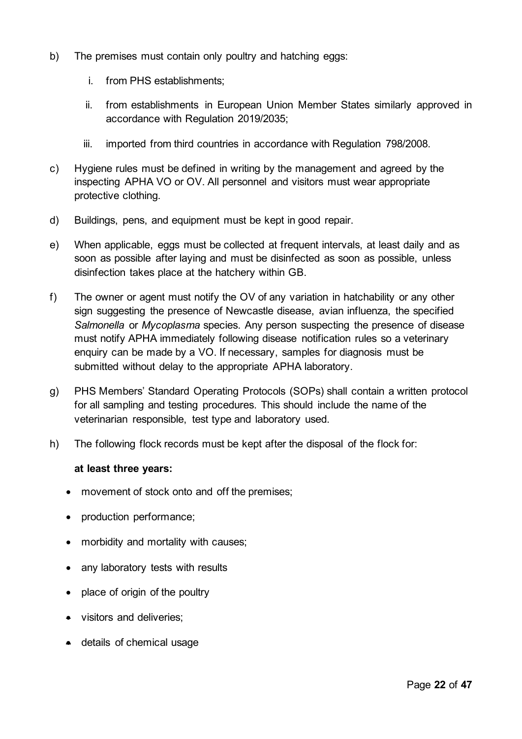b) The premises must contain only poultry and hatching eggs:

   i. from PHS establishments;

   ii. from establishments in European Union Member States similarly approved in accordance with Regulation 2019/2035;

   iii. imported from third countries in accordance with Regulation 798/2008.

c) Hygiene rules must be defined in writing by the management and agreed by the inspecting APHA VO or OV. All personnel and visitors must wear appropriate protective clothing.

d) Buildings, pens, and equipment must be kept in good repair.

e) When applicable, eggs must be collected at frequent intervals, at least daily and as soon as possible after laying and must be disinfected as soon as possible, unless disinfection takes place at the hatchery within GB.

f) The owner or agent must notify the OV of any variation in hatchability or any other sign suggesting the presence of Newcastle disease, avian influenza, the specified *Salmonella* or *Mycoplasma* species. Any person suspecting the presence of disease must notify APHA immediately following disease notification rules so a veterinary enquiry can be made by a VO. If necessary, samples for diagnosis must be submitted without delay to the appropriate APHA laboratory.

g) PHS Members' Standard Operating Protocols (SOPs) shall contain a written protocol for all sampling and testing procedures. This should include the name of the veterinarian responsible, test type and laboratory used.

h) The following flock records must be kept after the disposal of the flock for:

   **at least three years:**

   - movement of stock onto and off the premises;
   - production performance;
   - morbidity and mortality with causes;
   - any laboratory tests with results
   - place of origin of the poultry
   - visitors and deliveries;
   - details of chemical usage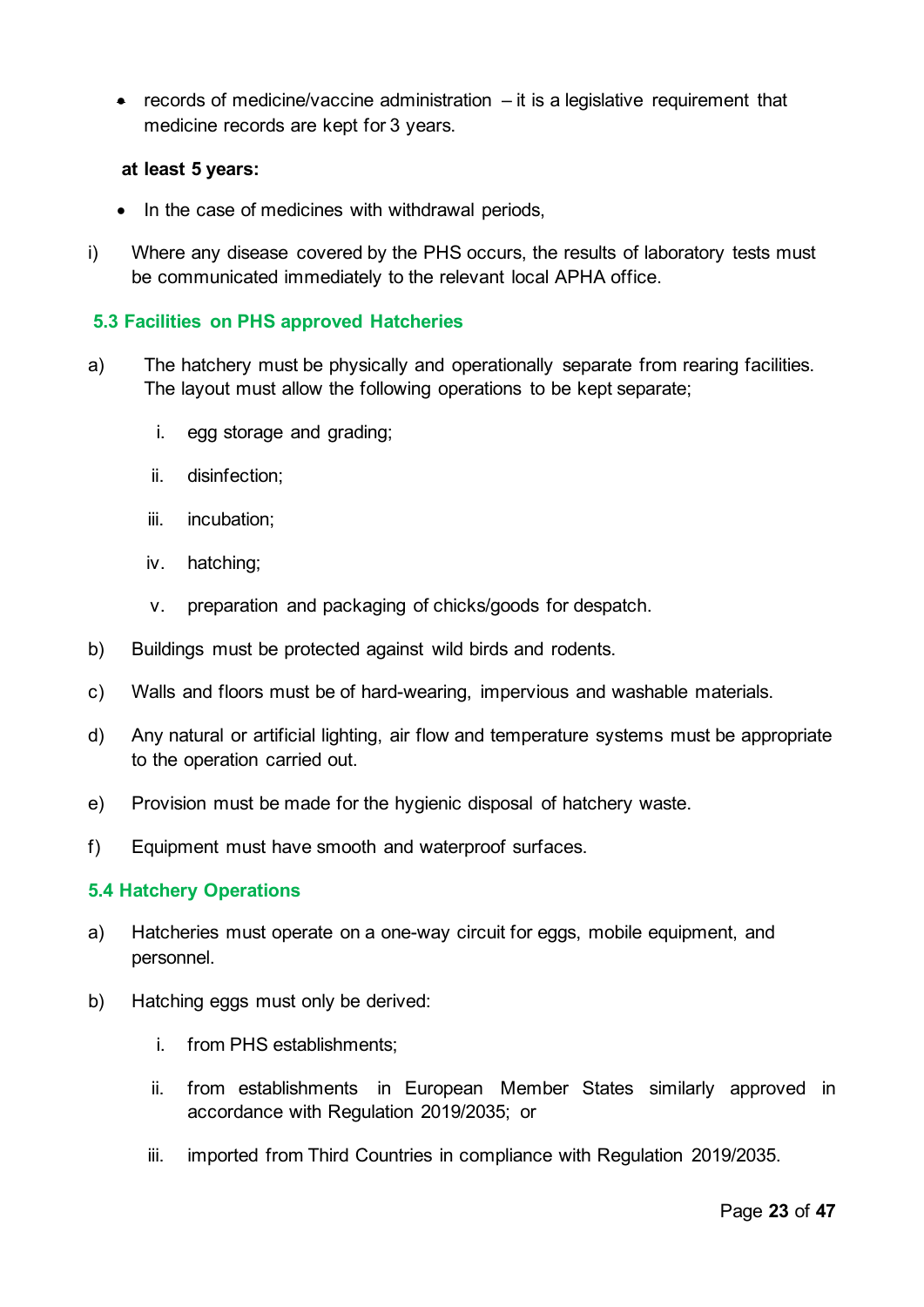- records of medicine/vaccine administration – it is a legislative requirement that medicine records are kept for 3 years.

**at least 5 years:**

- In the case of medicines with withdrawal periods,

i) Where any disease covered by the PHS occurs, the results of laboratory tests must be communicated immediately to the relevant local APHA office.

### 5.3 Facilities on PHS approved Hatcheries

a) The hatchery must be physically and operationally separate from rearing facilities. The layout must allow the following operations to be kept separate;

   i. egg storage and grading;

   ii. disinfection;

   iii. incubation;

   iv. hatching;

   v. preparation and packaging of chicks/goods for despatch.

b) Buildings must be protected against wild birds and rodents.

c) Walls and floors must be of hard-wearing, impervious and washable materials.

d) Any natural or artificial lighting, air flow and temperature systems must be appropriate to the operation carried out.

e) Provision must be made for the hygienic disposal of hatchery waste.

f) Equipment must have smooth and waterproof surfaces.

### 5.4 Hatchery Operations

a) Hatcheries must operate on a one-way circuit for eggs, mobile equipment, and personnel.

b) Hatching eggs must only be derived:

   i. from PHS establishments;

   ii. from establishments in European Member States similarly approved in accordance with Regulation 2019/2035; or

   iii. imported from Third Countries in compliance with Regulation 2019/2035.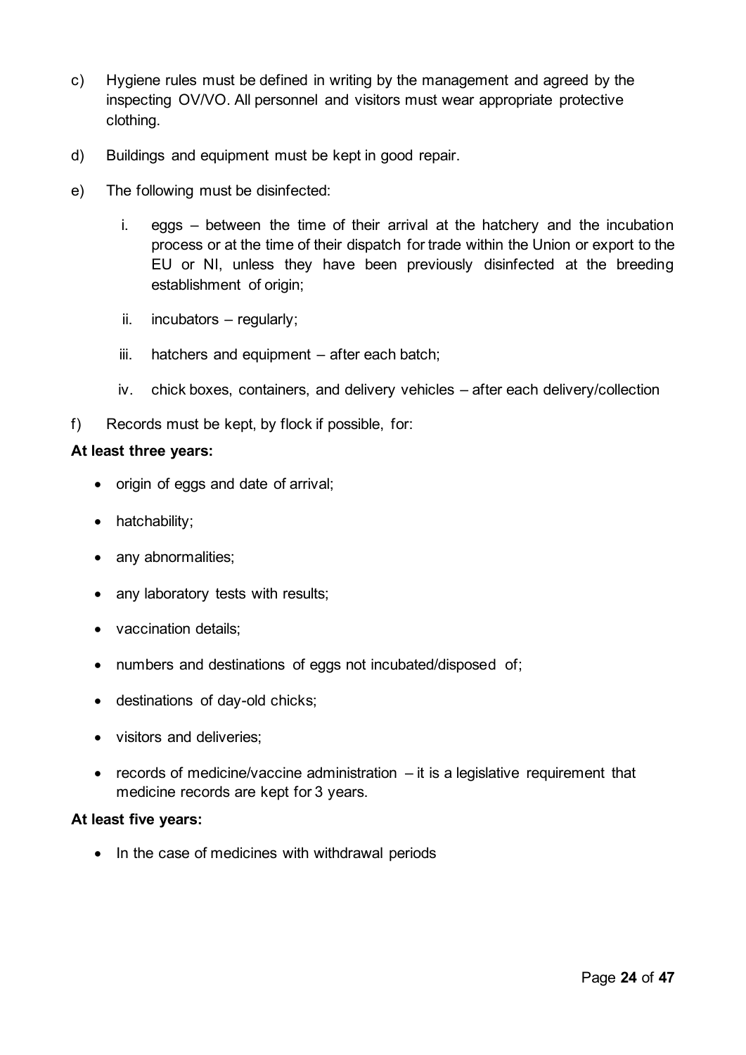c) Hygiene rules must be defined in writing by the management and agreed by the inspecting OV/VO. All personnel and visitors must wear appropriate protective clothing.

d) Buildings and equipment must be kept in good repair.

e) The following must be disinfected:

   i. eggs – between the time of their arrival at the hatchery and the incubation process or at the time of their dispatch for trade within the Union or export to the EU or NI, unless they have been previously disinfected at the breeding establishment of origin;

   ii. incubators – regularly;

   iii. hatchers and equipment – after each batch;

   iv. chick boxes, containers, and delivery vehicles – after each delivery/collection

f) Records must be kept, by flock if possible, for:

**At least three years:**

- origin of eggs and date of arrival;
- hatchability;
- any abnormalities;
- any laboratory tests with results;
- vaccination details;
- numbers and destinations of eggs not incubated/disposed of;
- destinations of day-old chicks;
- visitors and deliveries;
- records of medicine/vaccine administration – it is a legislative requirement that medicine records are kept for 3 years.

**At least five years:**

- In the case of medicines with withdrawal periods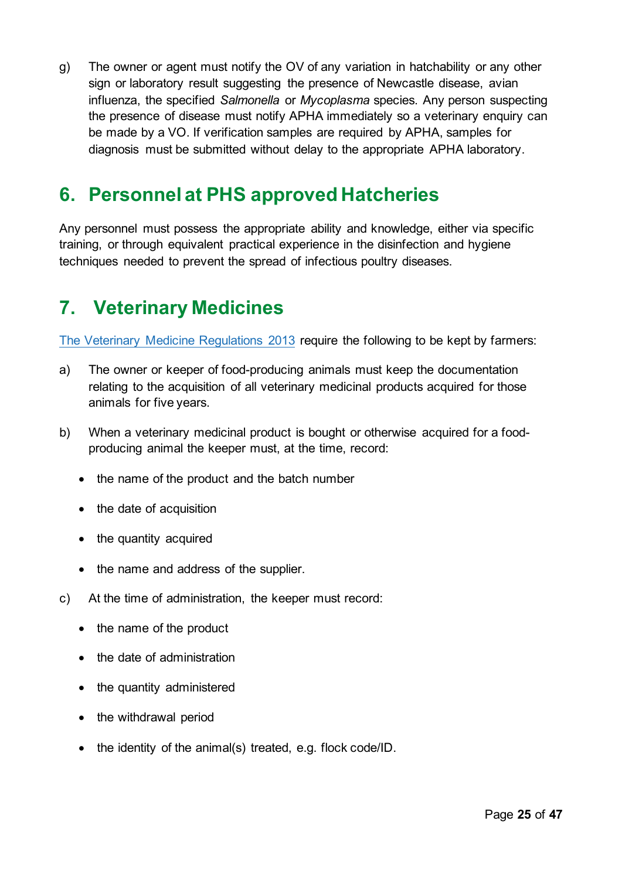g) The owner or agent must notify the OV of any variation in hatchability or any other sign or laboratory result suggesting the presence of Newcastle disease, avian influenza, the specified *Salmonella* or *Mycoplasma* species. Any person suspecting the presence of disease must notify APHA immediately so a veterinary enquiry can be made by a VO. If verification samples are required by APHA, samples for diagnosis must be submitted without delay to the appropriate APHA laboratory.

## 6. Personnel at PHS approved Hatcheries

Any personnel must possess the appropriate ability and knowledge, either via specific training, or through equivalent practical experience in the disinfection and hygiene techniques needed to prevent the spread of infectious poultry diseases.

## 7. Veterinary Medicines

The Veterinary Medicine Regulations 2013 require the following to be kept by farmers:

a) The owner or keeper of food-producing animals must keep the documentation relating to the acquisition of all veterinary medicinal products acquired for those animals for five years.

b) When a veterinary medicinal product is bought or otherwise acquired for a food-producing animal the keeper must, at the time, record:

- the name of the product and the batch number
- the date of acquisition
- the quantity acquired
- the name and address of the supplier.

c) At the time of administration, the keeper must record:

- the name of the product
- the date of administration
- the quantity administered
- the withdrawal period
- the identity of the animal(s) treated, e.g. flock code/ID.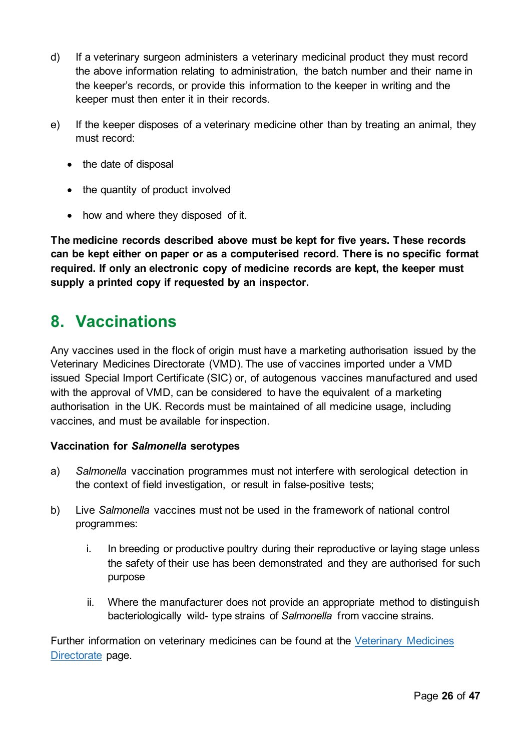d) If a veterinary surgeon administers a veterinary medicinal product they must record the above information relating to administration, the batch number and their name in the keeper's records, or provide this information to the keeper in writing and the keeper must then enter it in their records.

e) If the keeper disposes of a veterinary medicine other than by treating an animal, they must record:

- the date of disposal
- the quantity of product involved
- how and where they disposed of it.

**The medicine records described above must be kept for five years. These records can be kept either on paper or as a computerised record. There is no specific format required. If only an electronic copy of medicine records are kept, the keeper must supply a printed copy if requested by an inspector.**

## 8. Vaccinations

Any vaccines used in the flock of origin must have a marketing authorisation issued by the Veterinary Medicines Directorate (VMD). The use of vaccines imported under a VMD issued Special Import Certificate (SIC) or, of autogenous vaccines manufactured and used with the approval of VMD, can be considered to have the equivalent of a marketing authorisation in the UK. Records must be maintained of all medicine usage, including vaccines, and must be available for inspection.

**Vaccination for *Salmonella* serotypes**

a) *Salmonella* vaccination programmes must not interfere with serological detection in the context of field investigation, or result in false-positive tests;

b) Live *Salmonella* vaccines must not be used in the framework of national control programmes:

   i. In breeding or productive poultry during their reproductive or laying stage unless the safety of their use has been demonstrated and they are authorised for such purpose

   ii. Where the manufacturer does not provide an appropriate method to distinguish bacteriologically wild- type strains of *Salmonella* from vaccine strains.

Further information on veterinary medicines can be found at the [Veterinary Medicines Directorate](Veterinary Medicines Directorate) page.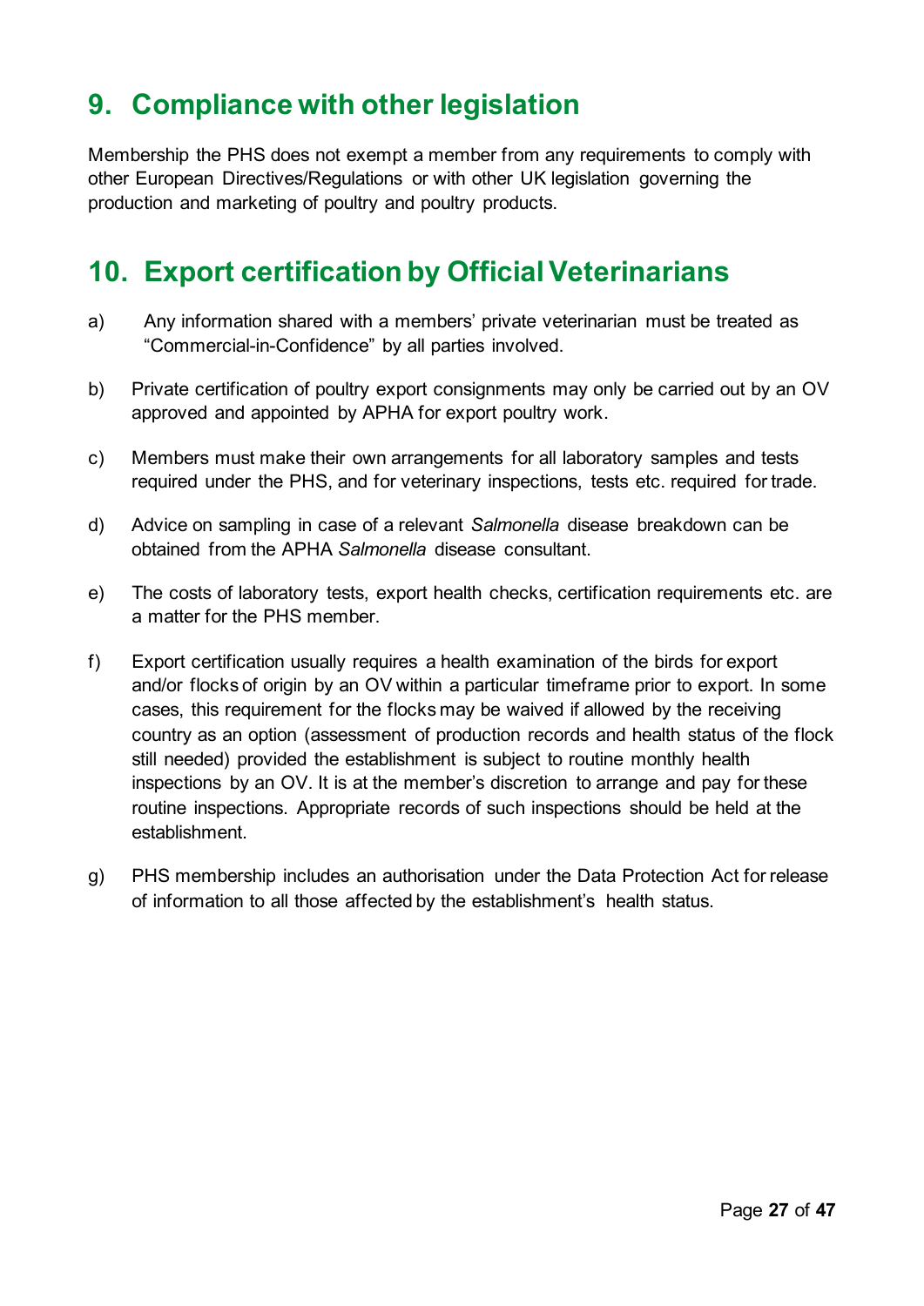## 9. Compliance with other legislation

Membership the PHS does not exempt a member from any requirements to comply with other European Directives/Regulations or with other UK legislation governing the production and marketing of poultry and poultry products.

## 10. Export certification by Official Veterinarians

a) Any information shared with a members' private veterinarian must be treated as "Commercial-in-Confidence" by all parties involved.

b) Private certification of poultry export consignments may only be carried out by an OV approved and appointed by APHA for export poultry work.

c) Members must make their own arrangements for all laboratory samples and tests required under the PHS, and for veterinary inspections, tests etc. required for trade.

d) Advice on sampling in case of a relevant *Salmonella* disease breakdown can be obtained from the APHA *Salmonella* disease consultant.

e) The costs of laboratory tests, export health checks, certification requirements etc. are a matter for the PHS member.

f) Export certification usually requires a health examination of the birds for export and/or flocks of origin by an OV within a particular timeframe prior to export. In some cases, this requirement for the flocks may be waived if allowed by the receiving country as an option (assessment of production records and health status of the flock still needed) provided the establishment is subject to routine monthly health inspections by an OV. It is at the member's discretion to arrange and pay for these routine inspections. Appropriate records of such inspections should be held at the establishment.

g) PHS membership includes an authorisation under the Data Protection Act for release of information to all those affected by the establishment's health status.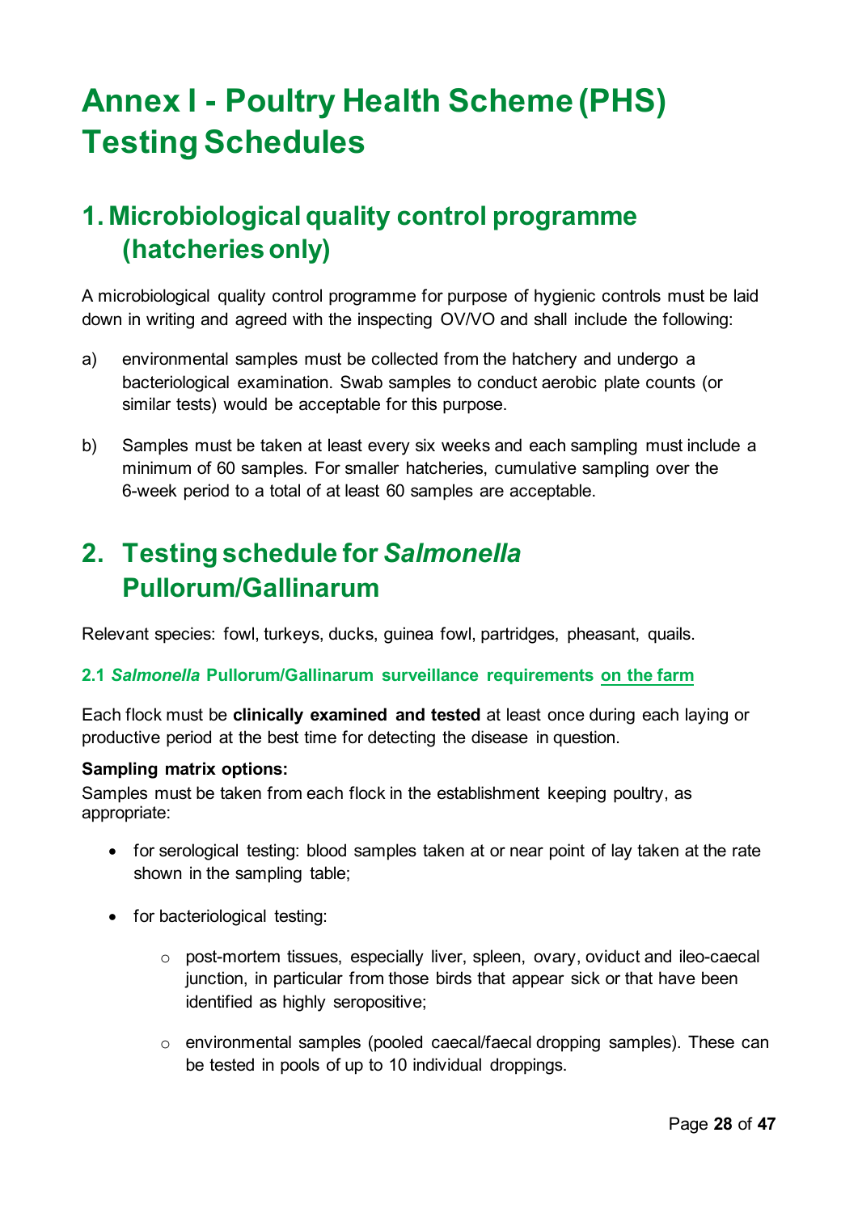# Annex I - Poultry Health Scheme (PHS) Testing Schedules

## 1. Microbiological quality control programme (hatcheries only)

A microbiological quality control programme for purpose of hygienic controls must be laid down in writing and agreed with the inspecting OV/VO and shall include the following:

a) environmental samples must be collected from the hatchery and undergo a bacteriological examination. Swab samples to conduct aerobic plate counts (or similar tests) would be acceptable for this purpose.

b) Samples must be taken at least every six weeks and each sampling must include a minimum of 60 samples. For smaller hatcheries, cumulative sampling over the 6-week period to a total of at least 60 samples are acceptable.

## 2. Testing schedule for *Salmonella* Pullorum/Gallinarum

Relevant species: fowl, turkeys, ducks, guinea fowl, partridges, pheasant, quails.

### 2.1 *Salmonella* Pullorum/Gallinarum surveillance requirements on the farm

Each flock must be **clinically examined and tested** at least once during each laying or productive period at the best time for detecting the disease in question.

**Sampling matrix options:**
Samples must be taken from each flock in the establishment keeping poultry, as appropriate:

- for serological testing: blood samples taken at or near point of lay taken at the rate shown in the sampling table;
- for bacteriological testing:
  - post-mortem tissues, especially liver, spleen, ovary, oviduct and ileo-caecal junction, in particular from those birds that appear sick or that have been identified as highly seropositive;
  - environmental samples (pooled caecal/faecal dropping samples). These can be tested in pools of up to 10 individual droppings.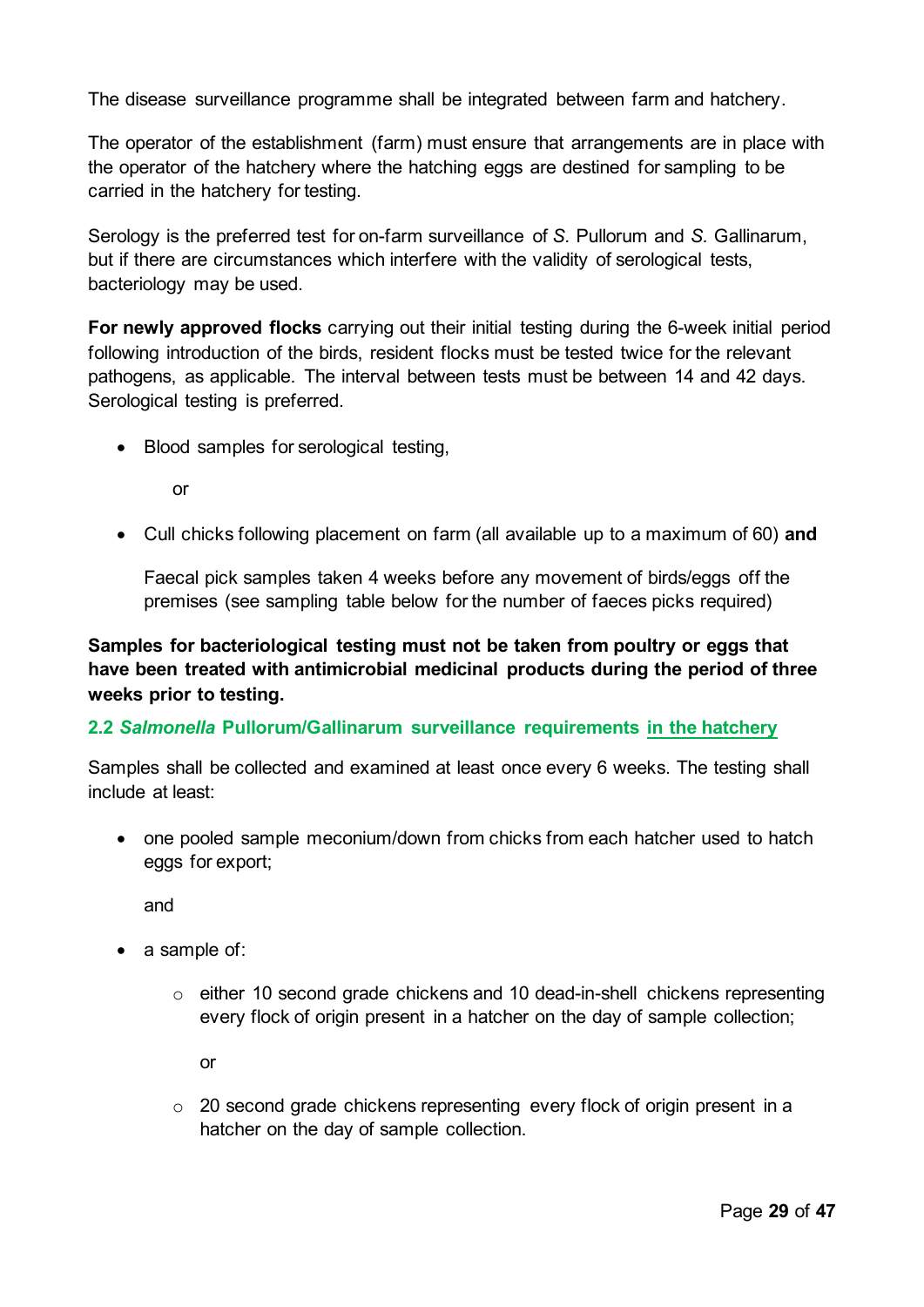The disease surveillance programme shall be integrated between farm and hatchery.

The operator of the establishment (farm) must ensure that arrangements are in place with the operator of the hatchery where the hatching eggs are destined for sampling to be carried in the hatchery for testing.

Serology is the preferred test for on-farm surveillance of *S.* Pullorum and *S.* Gallinarum, but if there are circumstances which interfere with the validity of serological tests, bacteriology may be used.

**For newly approved flocks** carrying out their initial testing during the 6-week initial period following introduction of the birds, resident flocks must be tested twice for the relevant pathogens, as applicable. The interval between tests must be between 14 and 42 days. Serological testing is preferred.

- Blood samples for serological testing,

  or

- Cull chicks following placement on farm (all available up to a maximum of 60) **and**

  Faecal pick samples taken 4 weeks before any movement of birds/eggs off the premises (see sampling table below for the number of faeces picks required)

**Samples for bacteriological testing must not be taken from poultry or eggs that have been treated with antimicrobial medicinal products during the period of three weeks prior to testing.**

### 2.2 *Salmonella* Pullorum/Gallinarum surveillance requirements in the hatchery

Samples shall be collected and examined at least once every 6 weeks. The testing shall include at least:

- one pooled sample meconium/down from chicks from each hatcher used to hatch eggs for export;

  and

- a sample of:
  - either 10 second grade chickens and 10 dead-in-shell chickens representing every flock of origin present in a hatcher on the day of sample collection;

    or

  - 20 second grade chickens representing every flock of origin present in a hatcher on the day of sample collection.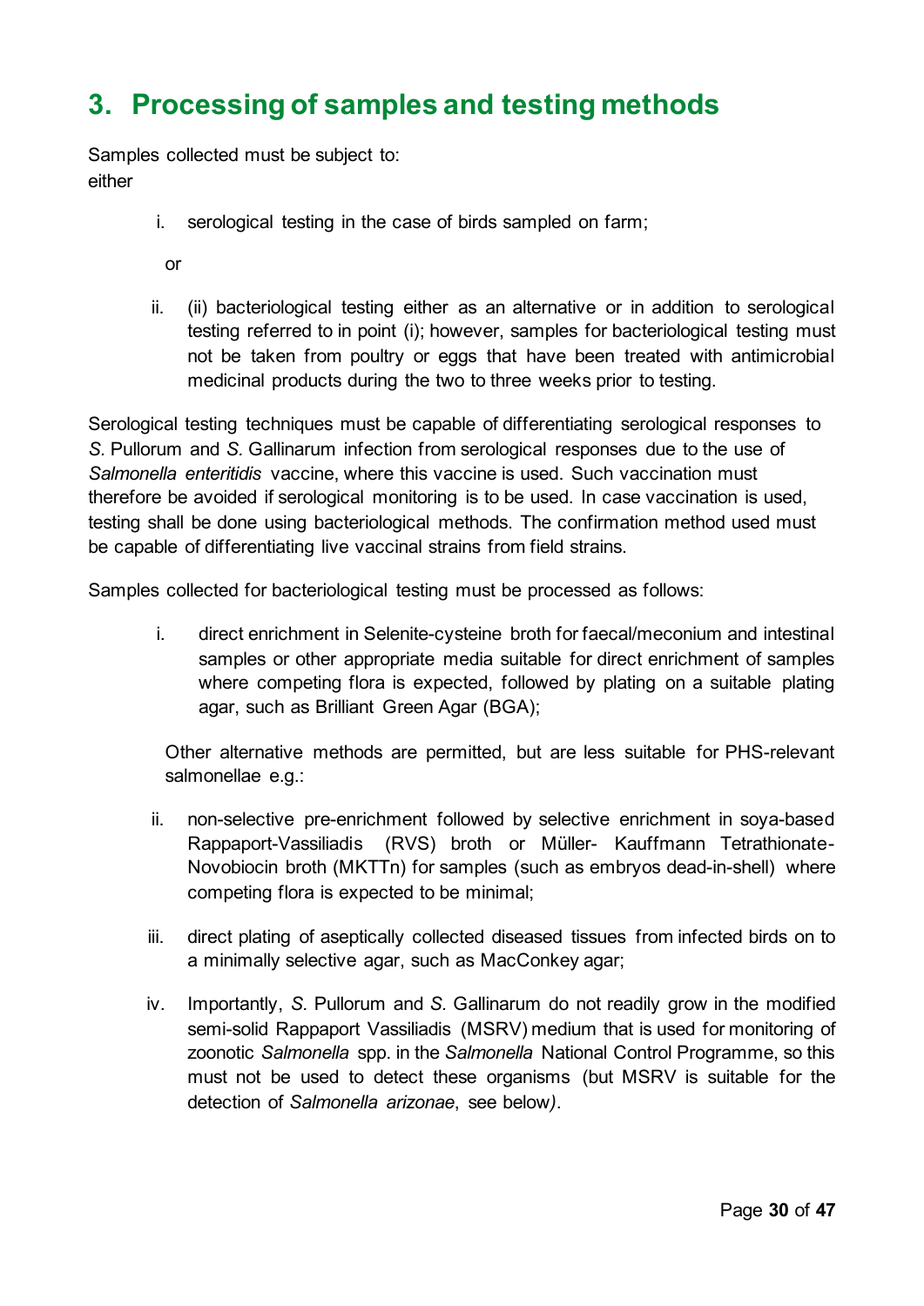## 3. Processing of samples and testing methods

Samples collected must be subject to:
either

i. serological testing in the case of birds sampled on farm;

or

ii. (ii) bacteriological testing either as an alternative or in addition to serological testing referred to in point (i); however, samples for bacteriological testing must not be taken from poultry or eggs that have been treated with antimicrobial medicinal products during the two to three weeks prior to testing.

Serological testing techniques must be capable of differentiating serological responses to *S.* Pullorum and *S.* Gallinarum infection from serological responses due to the use of *Salmonella enteritidis* vaccine, where this vaccine is used. Such vaccination must therefore be avoided if serological monitoring is to be used. In case vaccination is used, testing shall be done using bacteriological methods. The confirmation method used must be capable of differentiating live vaccinal strains from field strains.

Samples collected for bacteriological testing must be processed as follows:

i. direct enrichment in Selenite-cysteine broth for faecal/meconium and intestinal samples or other appropriate media suitable for direct enrichment of samples where competing flora is expected, followed by plating on a suitable plating agar, such as Brilliant Green Agar (BGA);

Other alternative methods are permitted, but are less suitable for PHS-relevant salmonellae e.g.:

ii. non-selective pre-enrichment followed by selective enrichment in soya-based Rappaport-Vassiliadis (RVS) broth or Müller- Kauffmann Tetrathionate-Novobiocin broth (MKTTn) for samples (such as embryos dead-in-shell) where competing flora is expected to be minimal;

iii. direct plating of aseptically collected diseased tissues from infected birds on to a minimally selective agar, such as MacConkey agar;

iv. Importantly, *S.* Pullorum and *S.* Gallinarum do not readily grow in the modified semi-solid Rappaport Vassiliadis (MSRV) medium that is used for monitoring of zoonotic *Salmonella* spp. in the *Salmonella* National Control Programme, so this must not be used to detect these organisms (but MSRV is suitable for the detection of *Salmonella arizonae*, see below).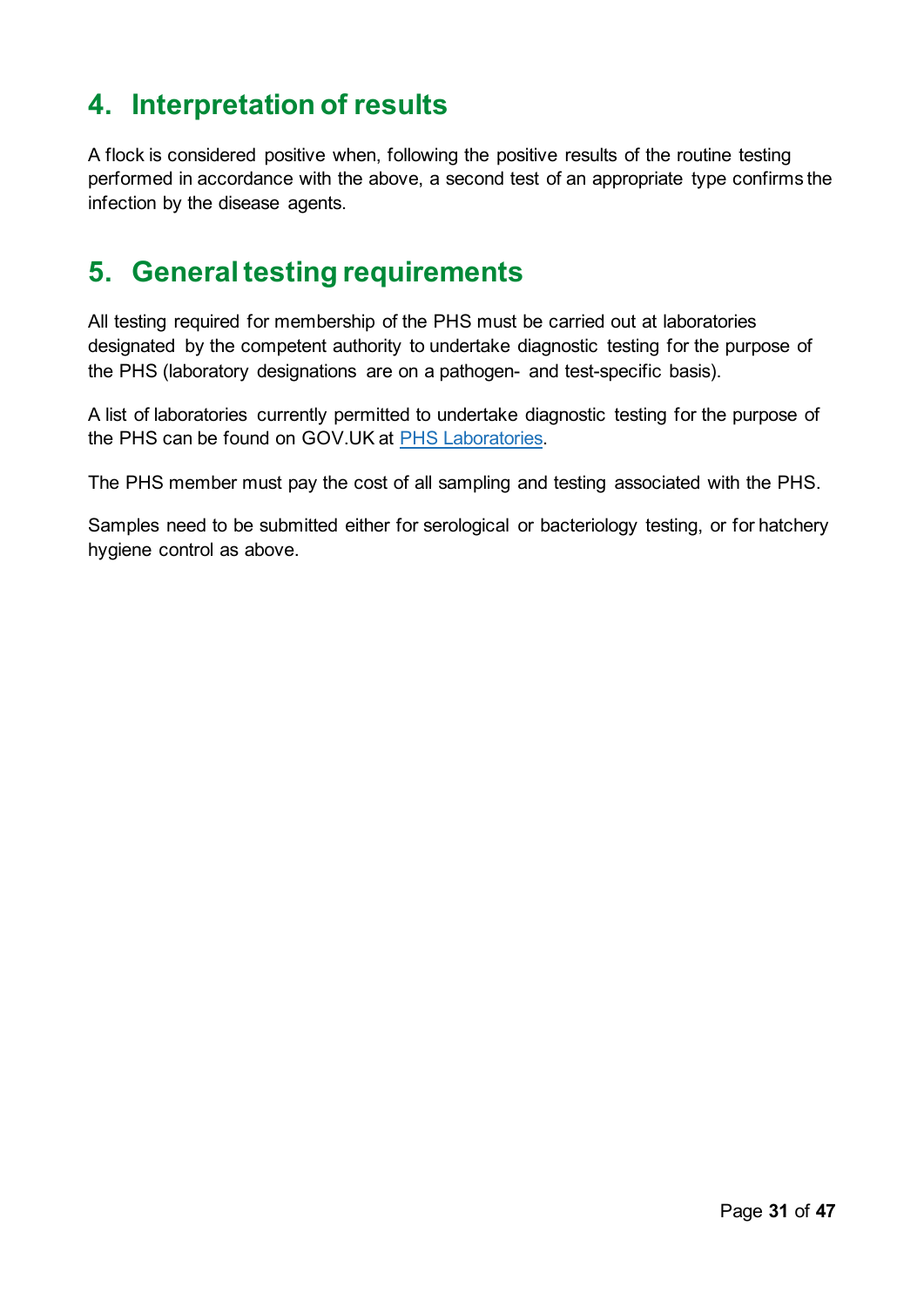## 4. Interpretation of results

A flock is considered positive when, following the positive results of the routine testing performed in accordance with the above, a second test of an appropriate type confirms the infection by the disease agents.

## 5. General testing requirements

All testing required for membership of the PHS must be carried out at laboratories designated by the competent authority to undertake diagnostic testing for the purpose of the PHS (laboratory designations are on a pathogen- and test-specific basis).

A list of laboratories currently permitted to undertake diagnostic testing for the purpose of the PHS can be found on GOV.UK at PHS Laboratories.

The PHS member must pay the cost of all sampling and testing associated with the PHS.

Samples need to be submitted either for serological or bacteriology testing, or for hatchery hygiene control as above.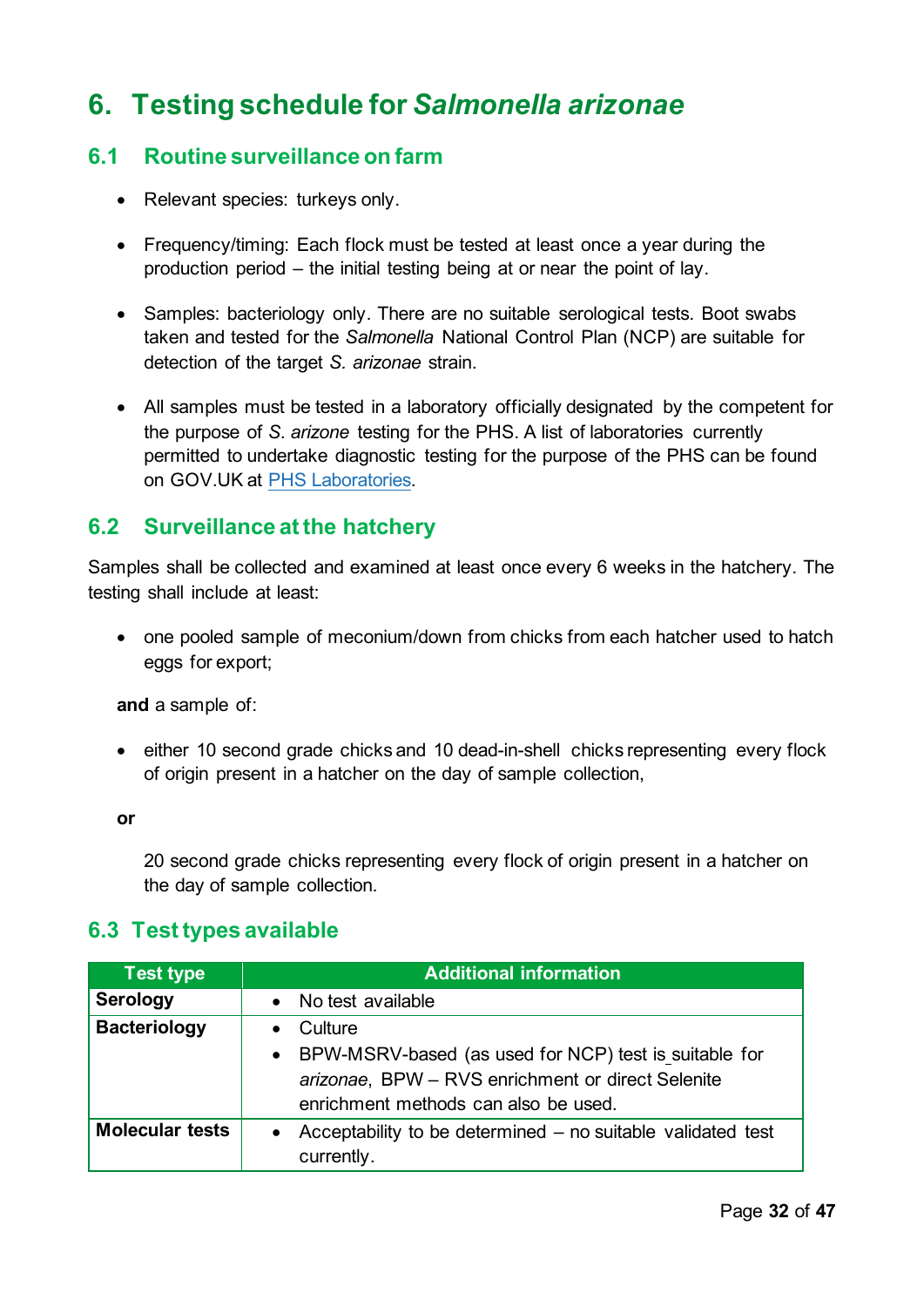# 6. Testing schedule for *Salmonella arizonae*

## 6.1 Routine surveillance on farm

- Relevant species: turkeys only.
- Frequency/timing: Each flock must be tested at least once a year during the production period – the initial testing being at or near the point of lay.
- Samples: bacteriology only. There are no suitable serological tests. Boot swabs taken and tested for the *Salmonella* National Control Plan (NCP) are suitable for detection of the target *S. arizonae* strain.
- All samples must be tested in a laboratory officially designated by the competent for the purpose of *S. arizone* testing for the PHS. A list of laboratories currently permitted to undertake diagnostic testing for the purpose of the PHS can be found on GOV.UK at PHS Laboratories.

## 6.2 Surveillance at the hatchery

Samples shall be collected and examined at least once every 6 weeks in the hatchery. The testing shall include at least:

- one pooled sample of meconium/down from chicks from each hatcher used to hatch eggs for export;

**and** a sample of:

- either 10 second grade chicks and 10 dead-in-shell chicks representing every flock of origin present in a hatcher on the day of sample collection,

**or**

20 second grade chicks representing every flock of origin present in a hatcher on the day of sample collection.

## 6.3 Test types available

| Test type | Additional information |
|---|---|
| **Serology** | • No test available |
| **Bacteriology** | • Culture<br>• BPW-MSRV-based (as used for NCP) test is suitable for *arizonae*, BPW – RVS enrichment or direct Selenite enrichment methods can also be used. |
| **Molecular tests** | • Acceptability to be determined – no suitable validated test currently. |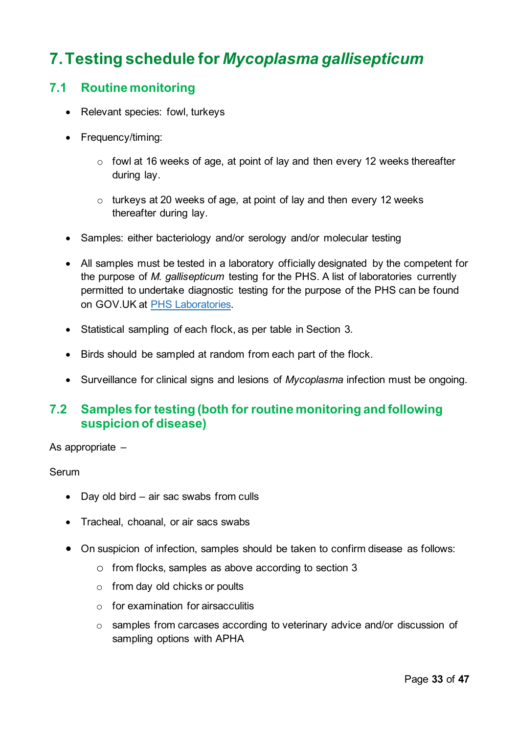# 7. Testing schedule for *Mycoplasma gallisepticum*

## 7.1 Routine monitoring

- Relevant species: fowl, turkeys
- Frequency/timing:
    - fowl at 16 weeks of age, at point of lay and then every 12 weeks thereafter during lay.
    - turkeys at 20 weeks of age, at point of lay and then every 12 weeks thereafter during lay.
- Samples: either bacteriology and/or serology and/or molecular testing
- All samples must be tested in a laboratory officially designated by the competent for the purpose of *M. gallisepticum* testing for the PHS. A list of laboratories currently permitted to undertake diagnostic testing for the purpose of the PHS can be found on GOV.UK at [PHS Laboratories](PHS Laboratories).
- Statistical sampling of each flock, as per table in Section 3.
- Birds should be sampled at random from each part of the flock.
- Surveillance for clinical signs and lesions of *Mycoplasma* infection must be ongoing.

## 7.2 Samples for testing (both for routine monitoring and following suspicion of disease)

As appropriate –

Serum

- Day old bird – air sac swabs from culls
- Tracheal, choanal, or air sacs swabs
- On suspicion of infection, samples should be taken to confirm disease as follows:
    - from flocks, samples as above according to section 3
    - from day old chicks or poults
    - for examination for airsacculitis
    - samples from carcases according to veterinary advice and/or discussion of sampling options with APHA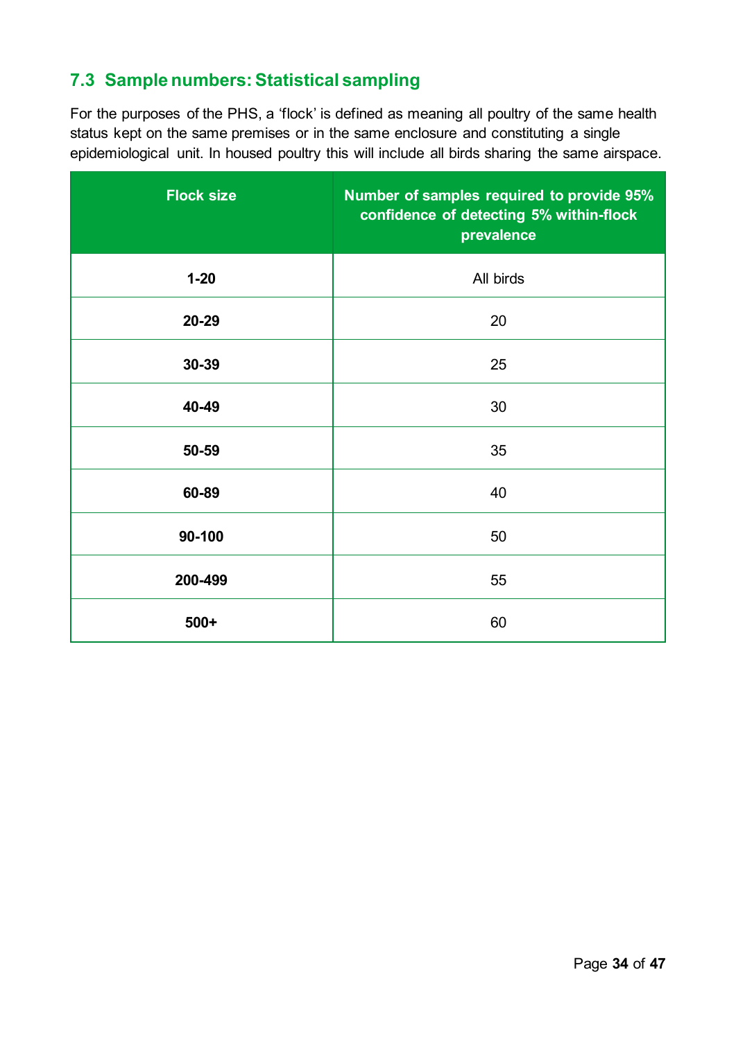## 7.3 Sample numbers: Statistical sampling

For the purposes of the PHS, a 'flock' is defined as meaning all poultry of the same health status kept on the same premises or in the same enclosure and constituting a single epidemiological unit. In housed poultry this will include all birds sharing the same airspace.

| Flock size | Number of samples required to provide 95% confidence of detecting 5% within-flock prevalence |
|---|---|
| **1-20** | All birds |
| **20-29** | 20 |
| **30-39** | 25 |
| **40-49** | 30 |
| **50-59** | 35 |
| **60-89** | 40 |
| **90-100** | 50 |
| **200-499** | 55 |
| **500+** | 60 |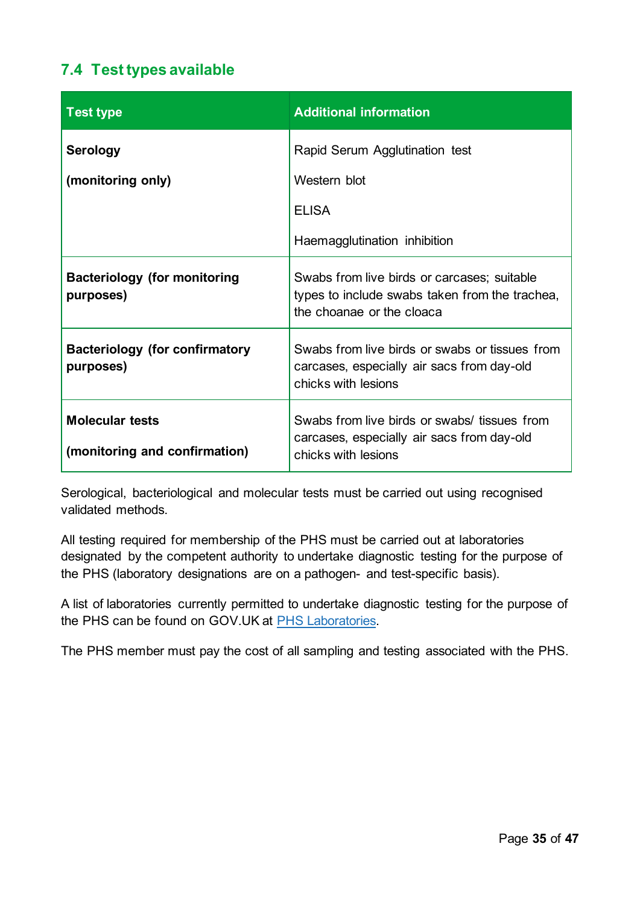## 7.4 Test types available

| Test type | Additional information |
|---|---|
| **Serology**<br><br>**(monitoring only)** | Rapid Serum Agglutination test<br><br>Western blot<br><br>ELISA<br><br>Haemagglutination inhibition |
| **Bacteriology (for monitoring purposes)** | Swabs from live birds or carcases; suitable types to include swabs taken from the trachea, the choanae or the cloaca |
| **Bacteriology (for confirmatory purposes)** | Swabs from live birds or swabs or tissues from carcases, especially air sacs from day-old chicks with lesions |
| **Molecular tests**<br><br>**(monitoring and confirmation)** | Swabs from live birds or swabs/ tissues from carcases, especially air sacs from day-old chicks with lesions |

Serological, bacteriological and molecular tests must be carried out using recognised validated methods.

All testing required for membership of the PHS must be carried out at laboratories designated by the competent authority to undertake diagnostic testing for the purpose of the PHS (laboratory designations are on a pathogen- and test-specific basis).

A list of laboratories currently permitted to undertake diagnostic testing for the purpose of the PHS can be found on GOV.UK at PHS Laboratories.

The PHS member must pay the cost of all sampling and testing associated with the PHS.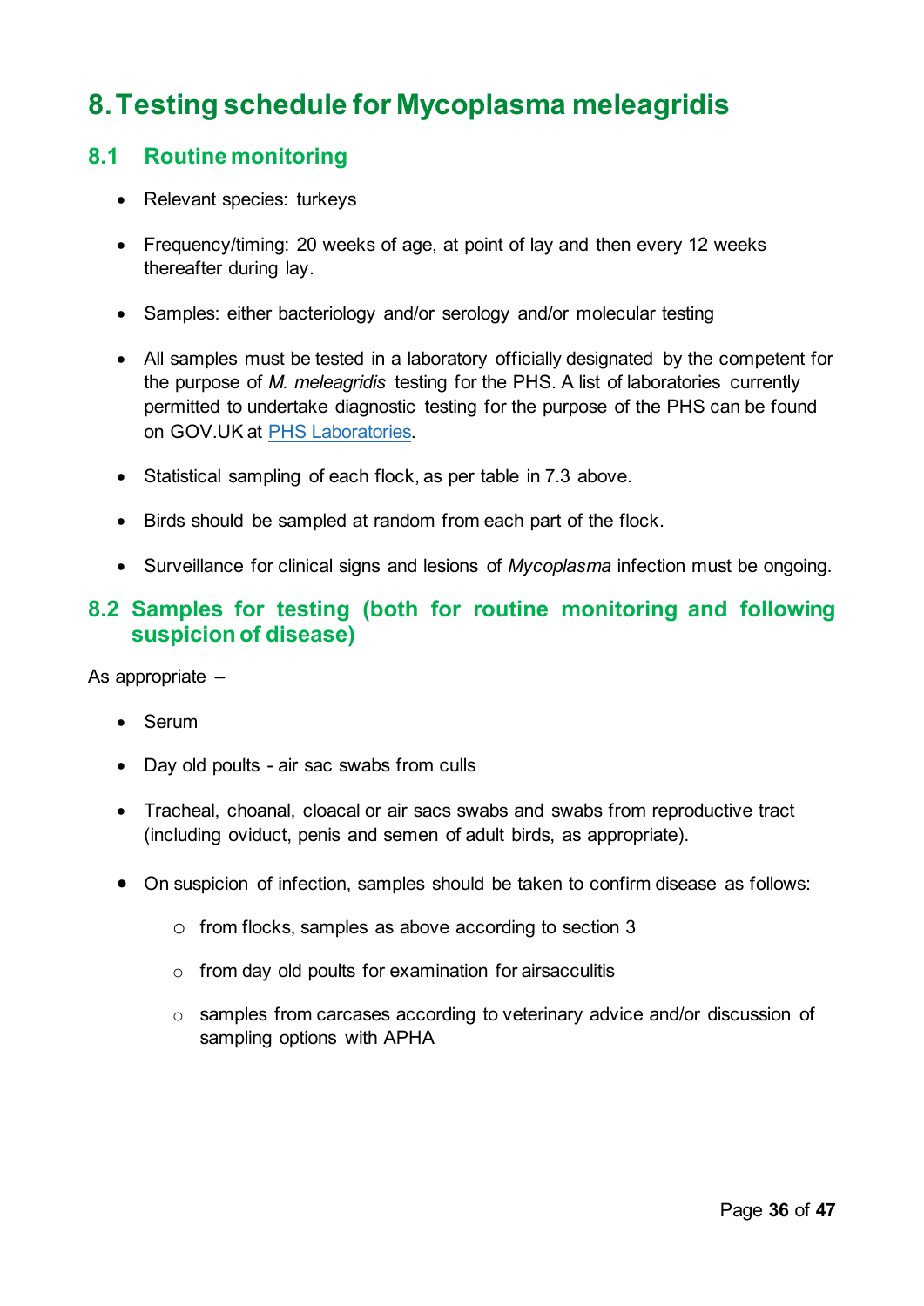# 8. Testing schedule for Mycoplasma meleagridis

## 8.1 Routine monitoring

- Relevant species: turkeys
- Frequency/timing: 20 weeks of age, at point of lay and then every 12 weeks thereafter during lay.
- Samples: either bacteriology and/or serology and/or molecular testing
- All samples must be tested in a laboratory officially designated by the competent for the purpose of *M. meleagridis* testing for the PHS. A list of laboratories currently permitted to undertake diagnostic testing for the purpose of the PHS can be found on GOV.UK at [PHS Laboratories](#).
- Statistical sampling of each flock, as per table in 7.3 above.
- Birds should be sampled at random from each part of the flock.
- Surveillance for clinical signs and lesions of *Mycoplasma* infection must be ongoing.

## 8.2 Samples for testing (both for routine monitoring and following suspicion of disease)

As appropriate –

- Serum
- Day old poults - air sac swabs from culls
- Tracheal, choanal, cloacal or air sacs swabs and swabs from reproductive tract (including oviduct, penis and semen of adult birds, as appropriate).
- On suspicion of infection, samples should be taken to confirm disease as follows:
    - from flocks, samples as above according to section 3
    - from day old poults for examination for airsacculitis
    - samples from carcases according to veterinary advice and/or discussion of sampling options with APHA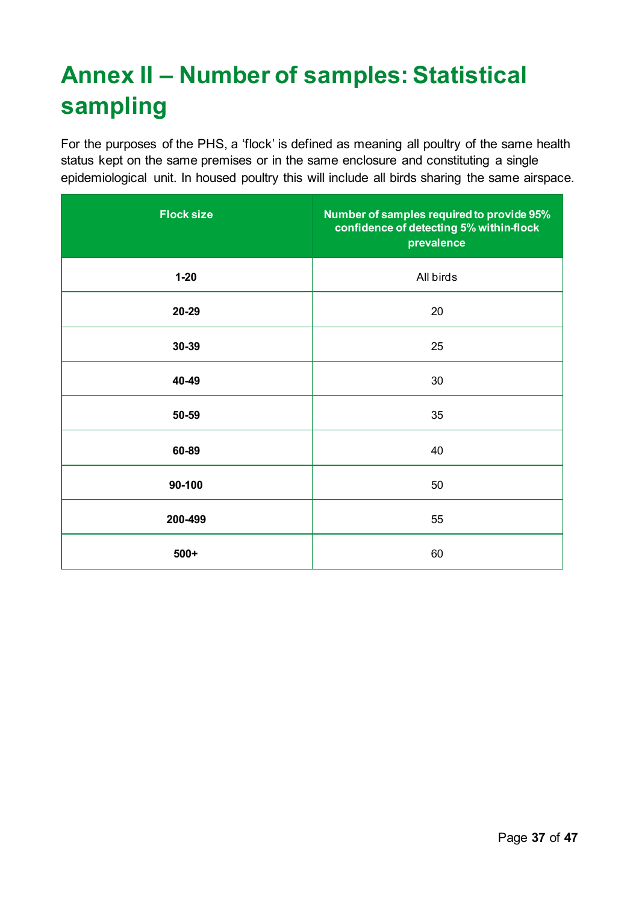# Annex II – Number of samples: Statistical sampling

For the purposes of the PHS, a 'flock' is defined as meaning all poultry of the same health status kept on the same premises or in the same enclosure and constituting a single epidemiological unit. In housed poultry this will include all birds sharing the same airspace.

| Flock size | Number of samples required to provide 95% confidence of detecting 5% within-flock prevalence |
|---|---|
| **1-20** | All birds |
| **20-29** | 20 |
| **30-39** | 25 |
| **40-49** | 30 |
| **50-59** | 35 |
| **60-89** | 40 |
| **90-100** | 50 |
| **200-499** | 55 |
| **500+** | 60 |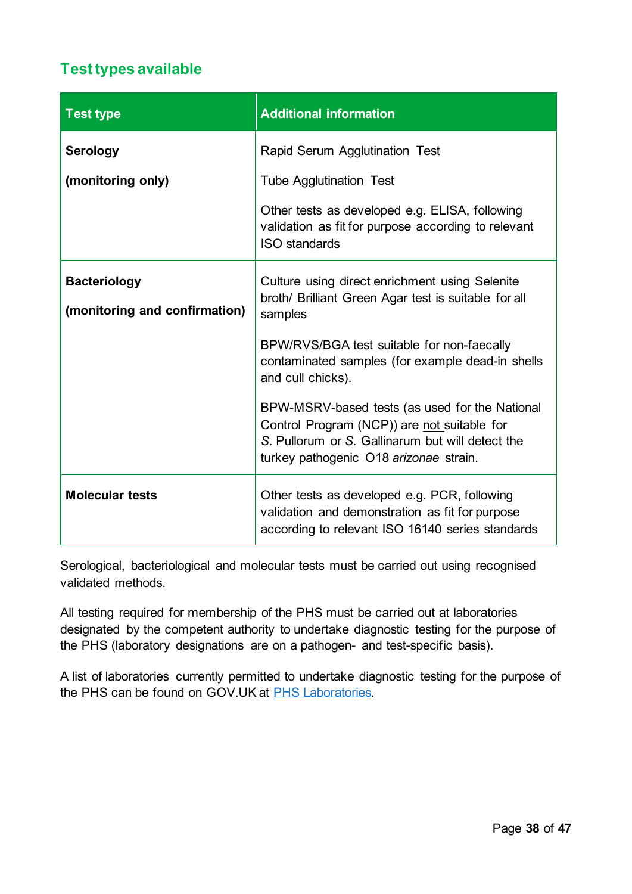## Test types available

| Test type | Additional information |
|---|---|
| **Serology**<br><br>**(monitoring only)** | Rapid Serum Agglutination Test<br><br>Tube Agglutination Test<br><br>Other tests as developed e.g. ELISA, following validation as fit for purpose according to relevant ISO standards |
| **Bacteriology**<br><br>**(monitoring and confirmation)** | Culture using direct enrichment using Selenite broth/ Brilliant Green Agar test is suitable for all samples<br><br>BPW/RVS/BGA test suitable for non-faecally contaminated samples (for example dead-in shells and cull chicks).<br><br>BPW-MSRV-based tests (as used for the National Control Program (NCP)) are <u>not</u> suitable for *S.* Pullorum or *S.* Gallinarum but will detect the turkey pathogenic O18 *arizonae* strain. |
| **Molecular tests** | Other tests as developed e.g. PCR, following validation and demonstration as fit for purpose according to relevant ISO 16140 series standards |

Serological, bacteriological and molecular tests must be carried out using recognised validated methods.

All testing required for membership of the PHS must be carried out at laboratories designated by the competent authority to undertake diagnostic testing for the purpose of the PHS (laboratory designations are on a pathogen- and test-specific basis).

A list of laboratories currently permitted to undertake diagnostic testing for the purpose of the PHS can be found on GOV.UK at [PHS Laboratories](PHS Laboratories).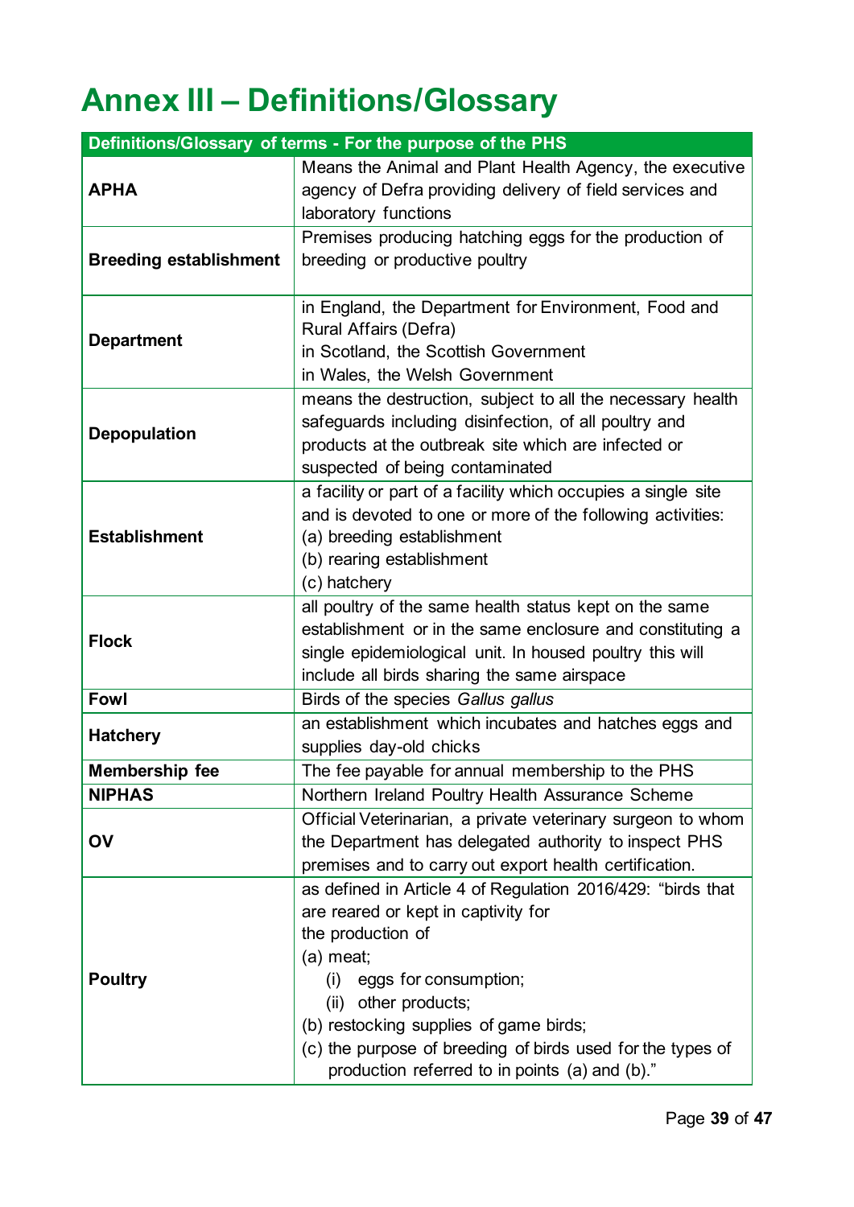# Annex III – Definitions/Glossary

| Definitions/Glossary of terms - For the purpose of the PHS | |
|---|---|
| **APHA** | Means the Animal and Plant Health Agency, the executive agency of Defra providing delivery of field services and laboratory functions |
| **Breeding establishment** | Premises producing hatching eggs for the production of breeding or productive poultry |
| **Department** | in England, the Department for Environment, Food and Rural Affairs (Defra)<br>in Scotland, the Scottish Government<br>in Wales, the Welsh Government |
| **Depopulation** | means the destruction, subject to all the necessary health safeguards including disinfection, of all poultry and products at the outbreak site which are infected or suspected of being contaminated |
| **Establishment** | a facility or part of a facility which occupies a single site and is devoted to one or more of the following activities:<br>(a) breeding establishment<br>(b) rearing establishment<br>(c) hatchery |
| **Flock** | all poultry of the same health status kept on the same establishment or in the same enclosure and constituting a single epidemiological unit. In housed poultry this will include all birds sharing the same airspace |
| **Fowl** | Birds of the species *Gallus gallus* |
| **Hatchery** | an establishment which incubates and hatches eggs and supplies day-old chicks |
| **Membership fee** | The fee payable for annual membership to the PHS |
| **NIPHAS** | Northern Ireland Poultry Health Assurance Scheme |
| **OV** | Official Veterinarian, a private veterinary surgeon to whom the Department has delegated authority to inspect PHS premises and to carry out export health certification. |
| **Poultry** | as defined in Article 4 of Regulation 2016/429: "birds that are reared or kept in captivity for the production of<br>(a) meat;<br>(i) eggs for consumption;<br>(ii) other products;<br>(b) restocking supplies of game birds;<br>(c) the purpose of breeding of birds used for the types of production referred to in points (a) and (b)." |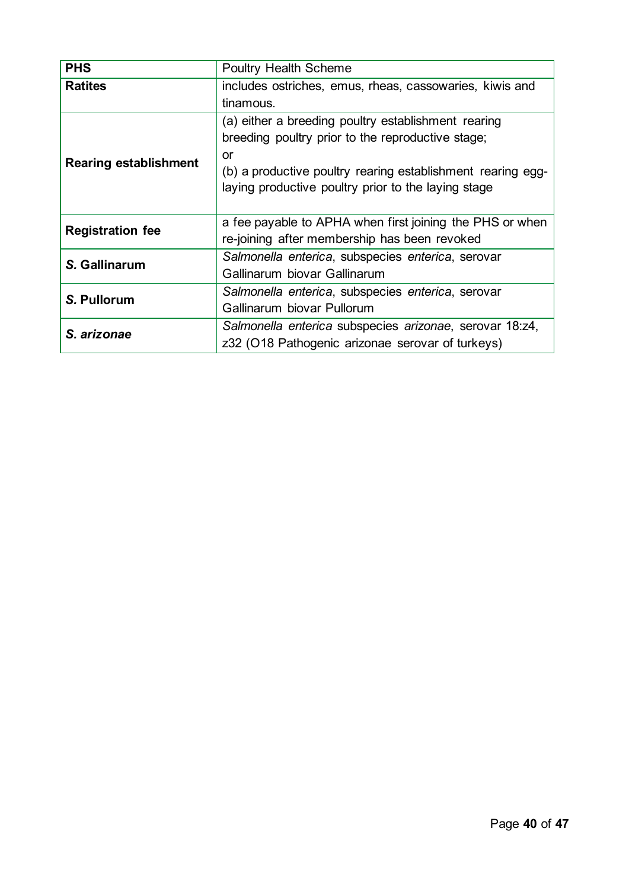| | |
|---|---|
| **PHS** | Poultry Health Scheme |
| **Ratites** | includes ostriches, emus, rheas, cassowaries, kiwis and tinamous. |
| **Rearing establishment** | (a) either a breeding poultry establishment rearing breeding poultry prior to the reproductive stage;<br>or<br>(b) a productive poultry rearing establishment rearing egg-laying productive poultry prior to the laying stage |
| **Registration fee** | a fee payable to APHA when first joining the PHS or when re-joining after membership has been revoked |
| ***S.* Gallinarum** | *Salmonella enterica*, subspecies *enterica*, serovar Gallinarum biovar Gallinarum |
| ***S.* Pullorum** | *Salmonella enterica*, subspecies *enterica*, serovar Gallinarum biovar Pullorum |
| ***S. arizonae*** | *Salmonella enterica* subspecies *arizonae*, serovar 18:z4, z32 (O18 Pathogenic arizonae serovar of turkeys) |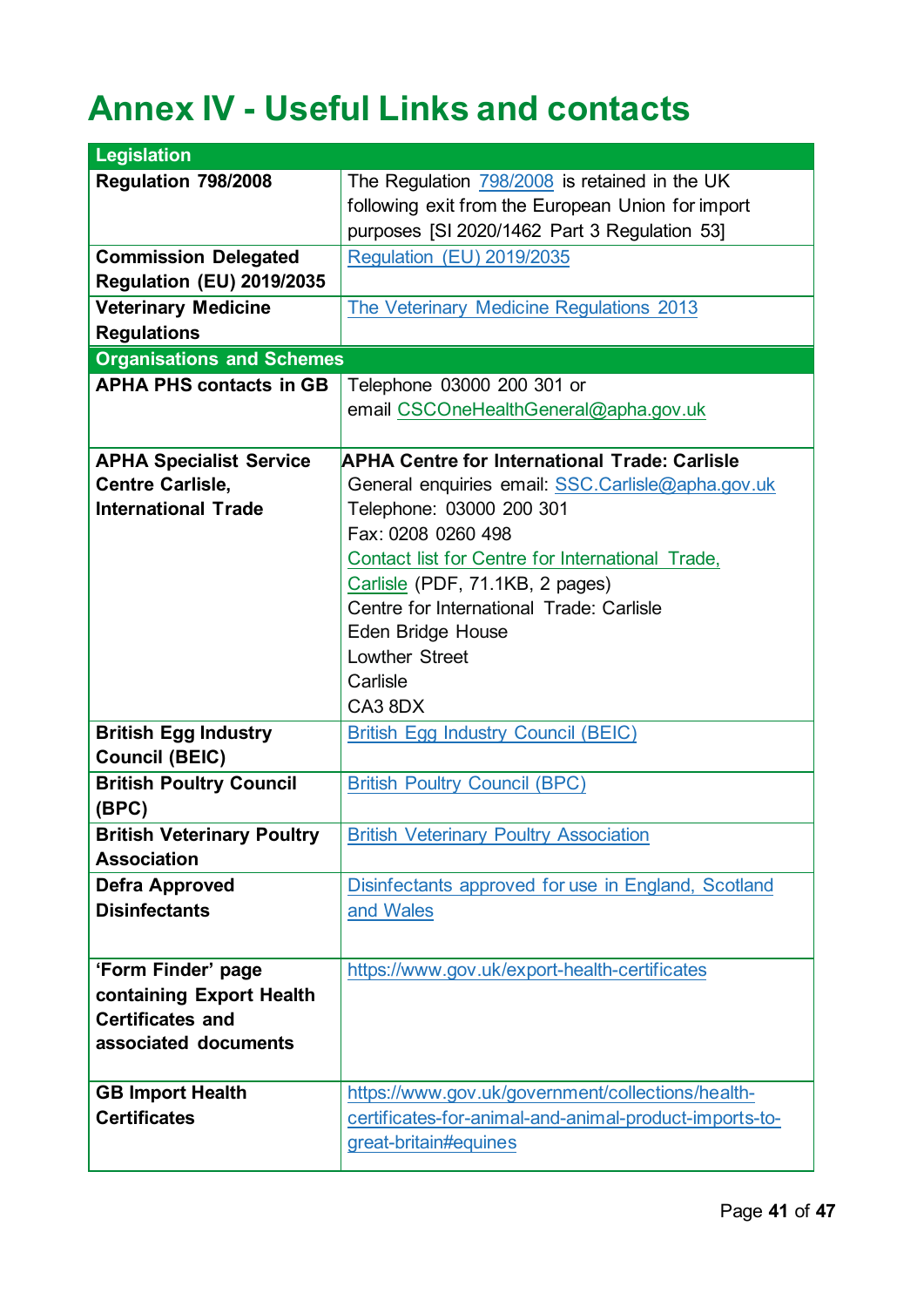# Annex IV - Useful Links and contacts

| **Legislation** | |
|---|---|
| **Regulation 798/2008** | The Regulation 798/2008 is retained in the UK following exit from the European Union for import purposes [SI 2020/1462 Part 3 Regulation 53] |
| **Commission Delegated Regulation (EU) 2019/2035** | Regulation (EU) 2019/2035 |
| **Veterinary Medicine Regulations** | The Veterinary Medicine Regulations 2013 |
| **Organisations and Schemes** | |
| **APHA PHS contacts in GB** | Telephone 03000 200 301 or email CSCOneHealthGeneral@apha.gov.uk |
| **APHA Specialist Service Centre Carlisle, International Trade** | **APHA Centre for International Trade: Carlisle**<br>General enquiries email: SSC.Carlisle@apha.gov.uk<br>Telephone: 03000 200 301<br>Fax: 0208 0260 498<br>Contact list for Centre for International Trade, Carlisle (PDF, 71.1KB, 2 pages)<br>Centre for International Trade: Carlisle<br>Eden Bridge House<br>Lowther Street<br>Carlisle<br>CA3 8DX |
| **British Egg Industry Council (BEIC)** | British Egg Industry Council (BEIC) |
| **British Poultry Council (BPC)** | British Poultry Council (BPC) |
| **British Veterinary Poultry Association** | British Veterinary Poultry Association |
| **Defra Approved Disinfectants** | Disinfectants approved for use in England, Scotland and Wales |
| **'Form Finder' page containing Export Health Certificates and associated documents** | https://www.gov.uk/export-health-certificates |
| **GB Import Health Certificates** | https://www.gov.uk/government/collections/health-certificates-for-animal-and-animal-product-imports-to-great-britain#equines |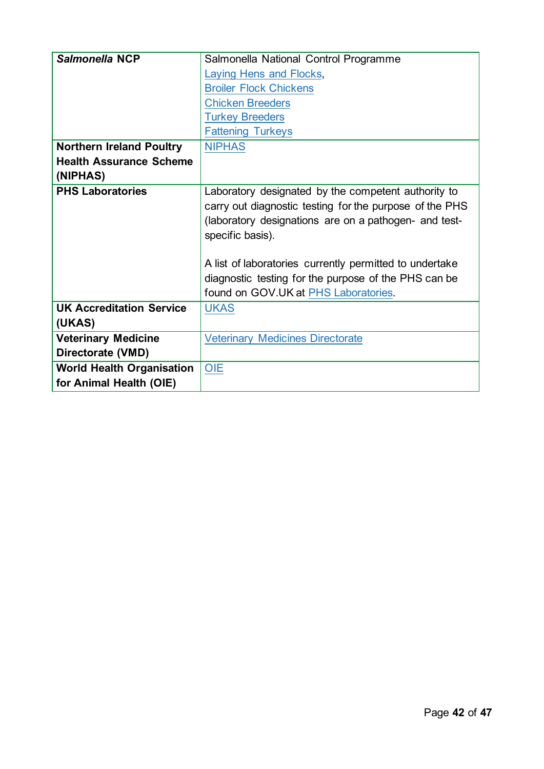| | |
|---|---|
| ***Salmonella* NCP** | Salmonella National Control Programme<br>Laying Hens and Flocks,<br>Broiler Flock Chickens<br>Chicken Breeders<br>Turkey Breeders<br>Fattening Turkeys |
| **Northern Ireland Poultry Health Assurance Scheme (NIPHAS)** | NIPHAS |
| **PHS Laboratories** | Laboratory designated by the competent authority to carry out diagnostic testing for the purpose of the PHS (laboratory designations are on a pathogen- and test-specific basis).<br><br>A list of laboratories currently permitted to undertake diagnostic testing for the purpose of the PHS can be found on GOV.UK at PHS Laboratories. |
| **UK Accreditation Service (UKAS)** | UKAS |
| **Veterinary Medicine Directorate (VMD)** | Veterinary Medicines Directorate |
| **World Health Organisation for Animal Health (OIE)** | OIE |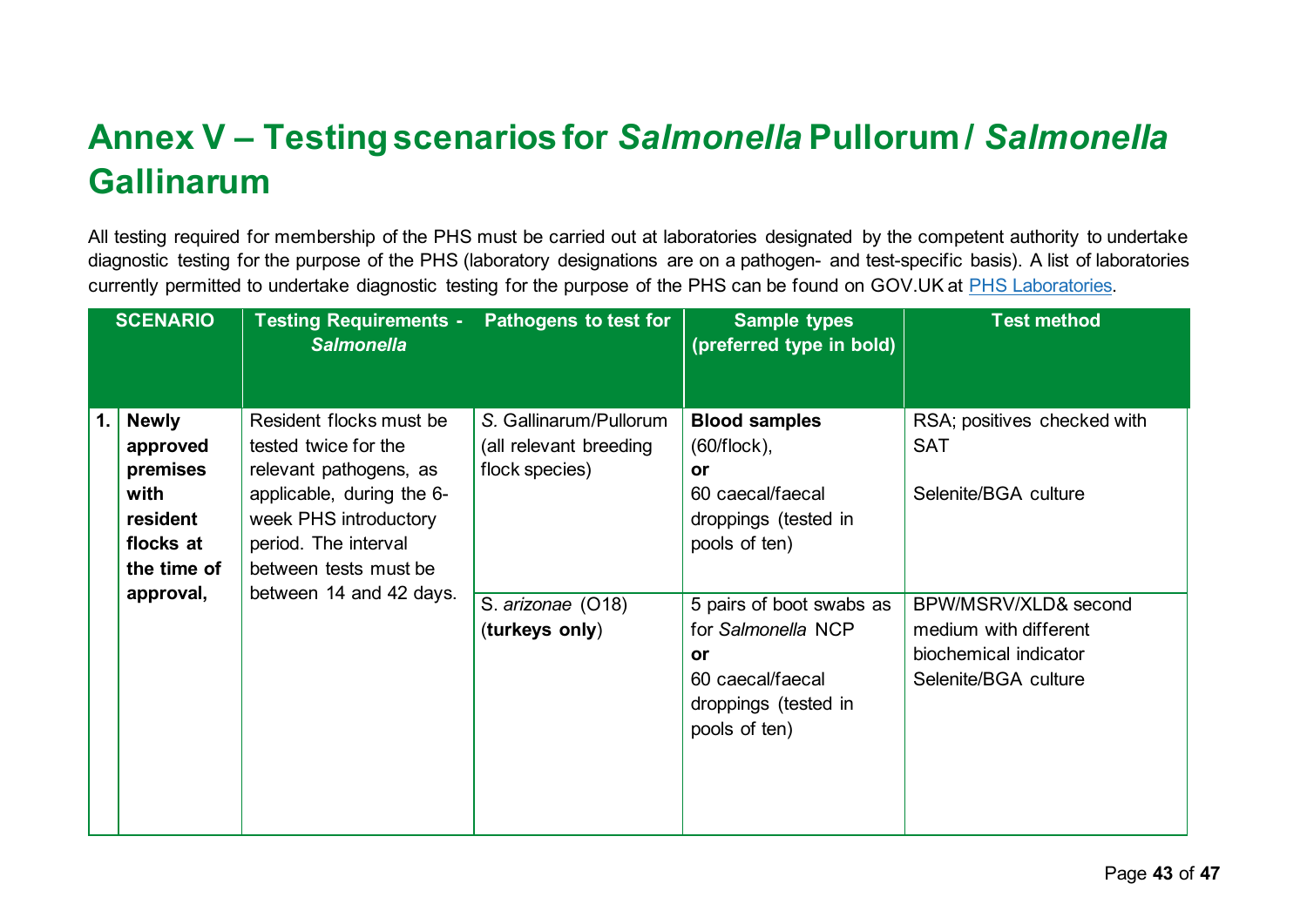# Annex V – Testing scenarios for *Salmonella* Pullorum / *Salmonella* Gallinarum

All testing required for membership of the PHS must be carried out at laboratories designated by the competent authority to undertake diagnostic testing for the purpose of the PHS (laboratory designations are on a pathogen- and test-specific basis). A list of laboratories currently permitted to undertake diagnostic testing for the purpose of the PHS can be found on GOV.UK at [PHS Laboratories](PHS Laboratories).

| SCENARIO | | Testing Requirements - *Salmonella* | Pathogens to test for | Sample types (preferred type in bold) | Test method |
|---|---|---|---|---|---|
| **1.** | **Newly approved premises with resident flocks at the time of approval,** | Resident flocks must be tested twice for the relevant pathogens, as applicable, during the 6-week PHS introductory period. The interval between tests must be between 14 and 42 days. | *S.* Gallinarum/Pullorum (all relevant breeding flock species) | **Blood samples** (60/flock), **or** 60 caecal/faecal droppings (tested in pools of ten) | RSA; positives checked with SAT<br><br>Selenite/BGA culture |
| | | | S. *arizonae* (O18) (**turkeys only**) | 5 pairs of boot swabs as for *Salmonella* NCP **or** 60 caecal/faecal droppings (tested in pools of ten) | BPW/MSRV/XLD& second medium with different biochemical indicator Selenite/BGA culture |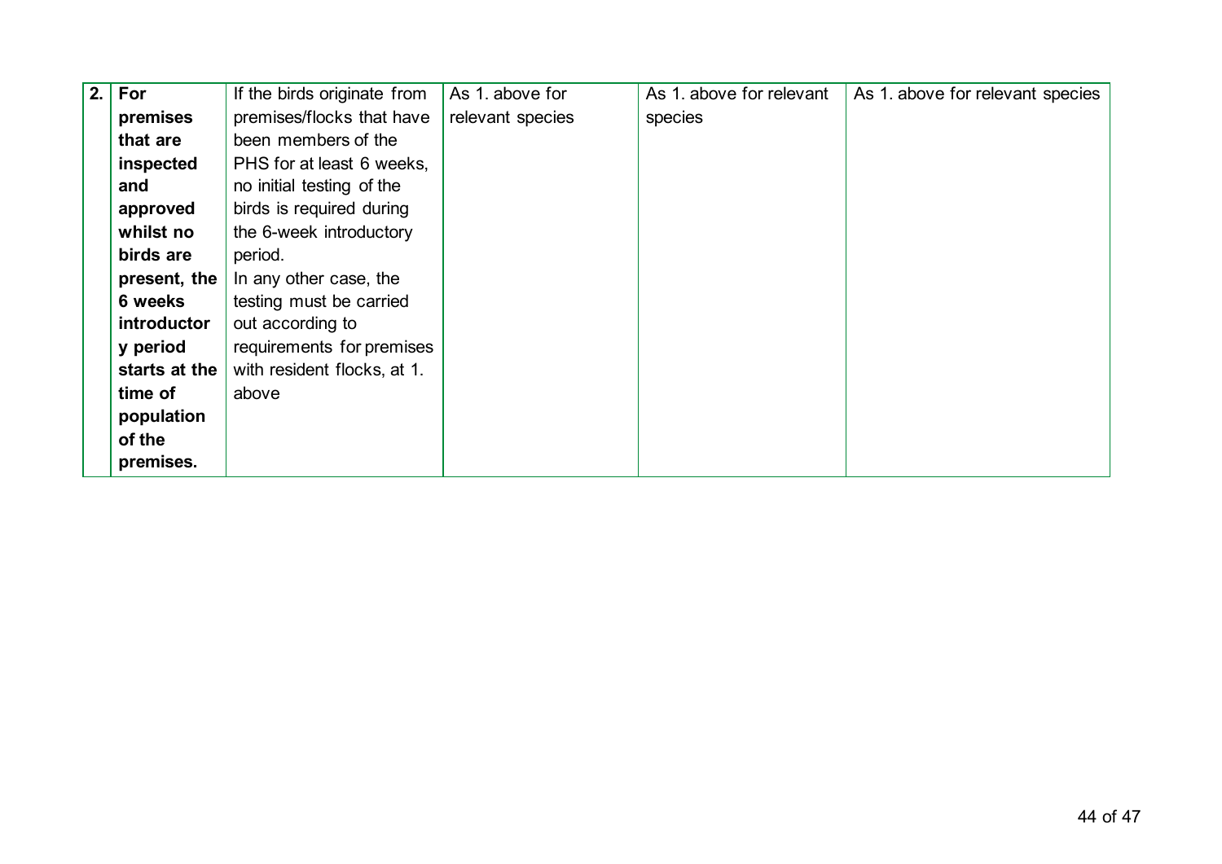| 2. | For premises that are inspected and approved whilst no birds are present, the 6 weeks introductory period starts at the time of population of the premises. | If the birds originate from premises/flocks that have been members of the PHS for at least 6 weeks, no initial testing of the birds is required during the 6-week introductory period. In any other case, the testing must be carried out according to requirements for premises with resident flocks, at 1. above | As 1. above for relevant species | As 1. above for relevant species | As 1. above for relevant species |
|---|---|---|---|---|---|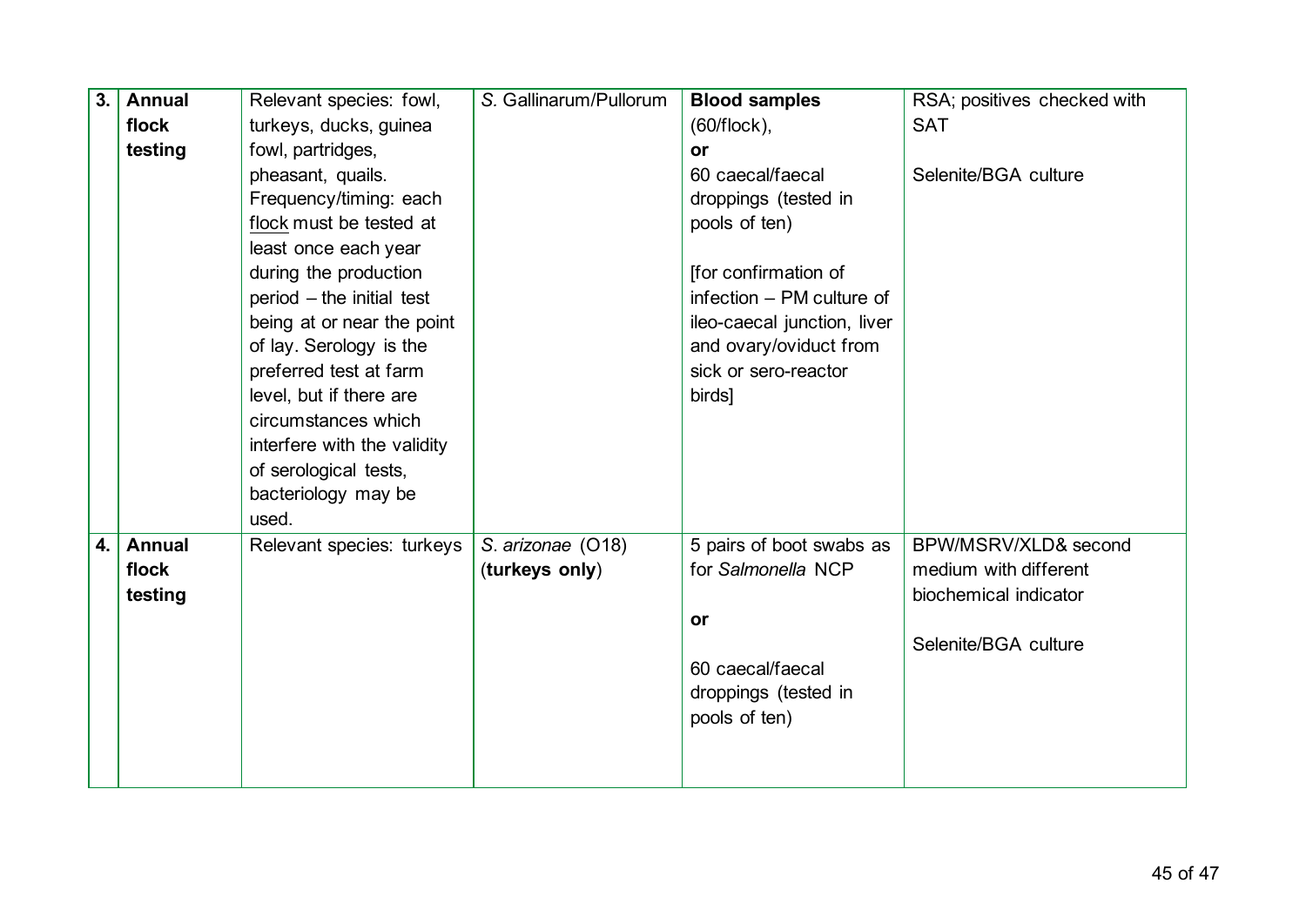| 3. | **Annual flock testing** | Relevant species: fowl, turkeys, ducks, guinea fowl, partridges, pheasant, quails. Frequency/timing: each flock must be tested at least once each year during the production period – the initial test being at or near the point of lay. Serology is the preferred test at farm level, but if there are circumstances which interfere with the validity of serological tests, bacteriology may be used. | *S.* Gallinarum/Pullorum | **Blood samples** (60/flock), **or** 60 caecal/faecal droppings (tested in pools of ten) [for confirmation of infection – PM culture of ileo-caecal junction, liver and ovary/oviduct from sick or sero-reactor birds] | RSA; positives checked with SAT Selenite/BGA culture |
|---|---|---|---|---|---|
| 4. | **Annual flock testing** | Relevant species: turkeys | *S. arizonae* (O18) (**turkeys only**) | 5 pairs of boot swabs as for *Salmonella* NCP **or** 60 caecal/faecal droppings (tested in pools of ten) | BPW/MSRV/XLD& second medium with different biochemical indicator Selenite/BGA culture |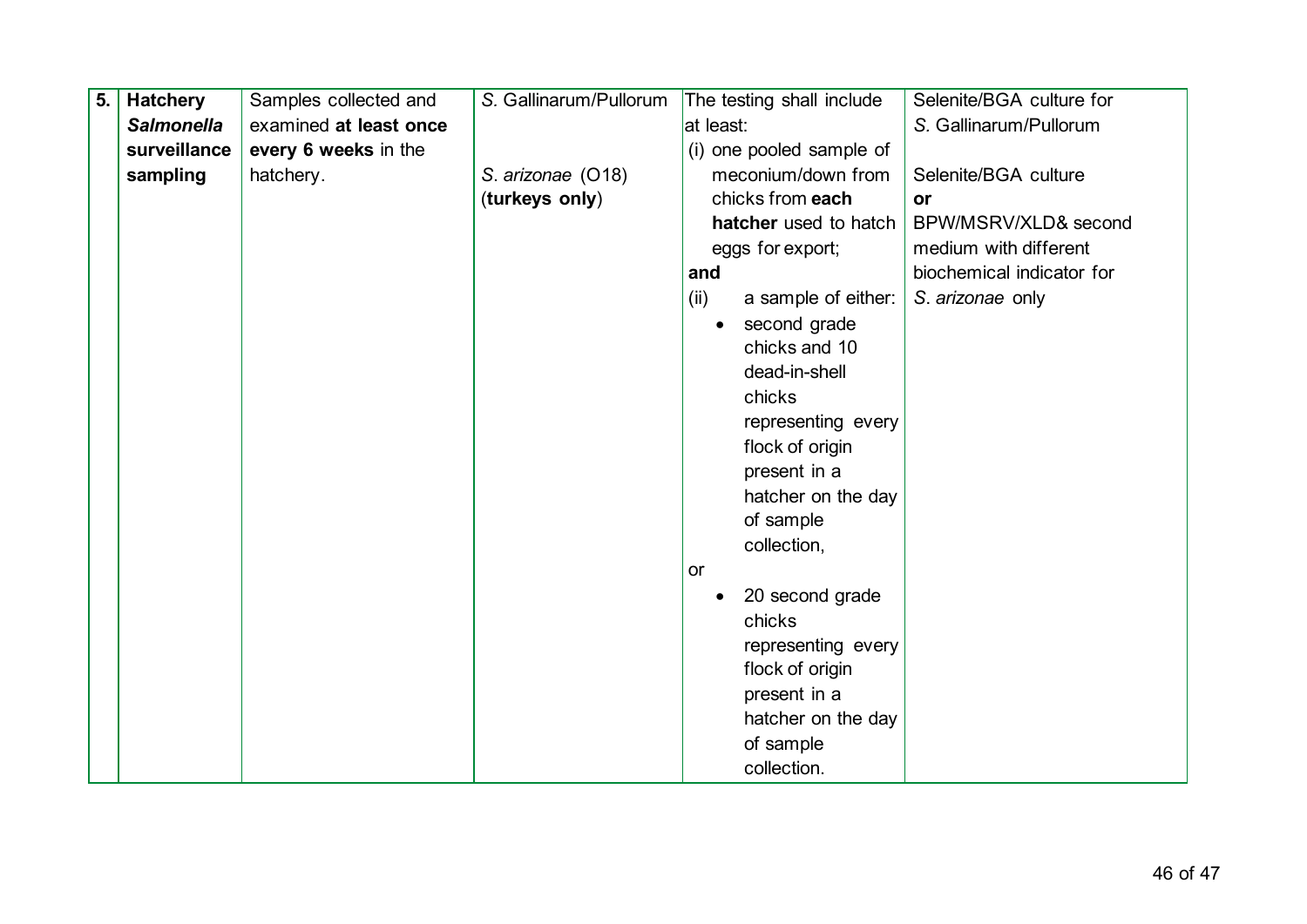| 5. | **Hatchery *Salmonella* surveillance sampling** | Samples collected and examined **at least once every 6 weeks** in the hatchery. | *S.* Gallinarum/Pullorum<br><br>*S. arizonae* (O18) (**turkeys only**) | The testing shall include at least:<br>(i) one pooled sample of meconium/down from chicks from **each hatcher** used to hatch eggs for export;<br>**and**<br>(ii) a sample of either:<br>• second grade chicks and 10 dead-in-shell chicks representing every flock of origin present in a hatcher on the day of sample collection,<br>or<br>• 20 second grade chicks representing every flock of origin present in a hatcher on the day of sample collection. | Selenite/BGA culture for *S.* Gallinarum/Pullorum<br><br>Selenite/BGA culture<br>**or**<br>BPW/MSRV/XLD& second medium with different biochemical indicator for *S. arizonae* only |
|---|---|---|---|---|---|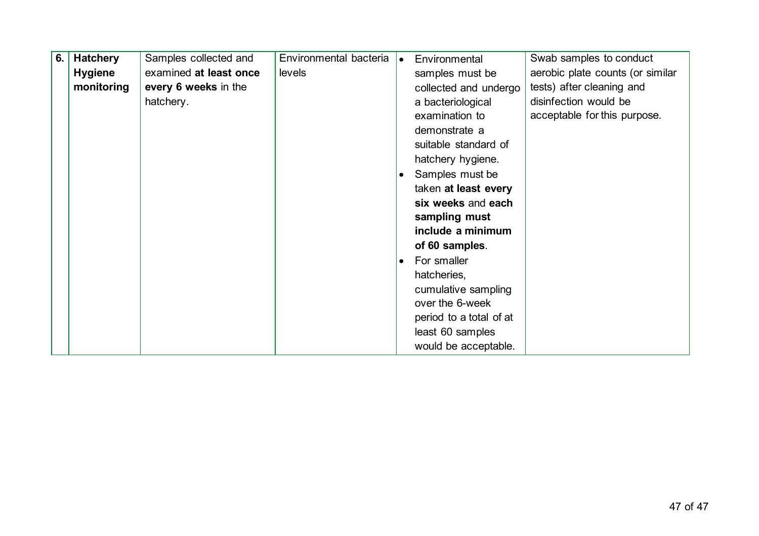| | | | | | |
|---|---|---|---|---|---|
| **6.** | **Hatchery Hygiene monitoring** | Samples collected and examined **at least once every 6 weeks** in the hatchery. | Environmental bacteria levels | • Environmental samples must be collected and undergo a bacteriological examination to demonstrate a suitable standard of hatchery hygiene.<br>• Samples must be taken **at least every six weeks** and **each sampling must include a minimum of 60 samples**.<br>• For smaller hatcheries, cumulative sampling over the 6-week period to a total of at least 60 samples would be acceptable. | Swab samples to conduct aerobic plate counts (or similar tests) after cleaning and disinfection would be acceptable for this purpose. |